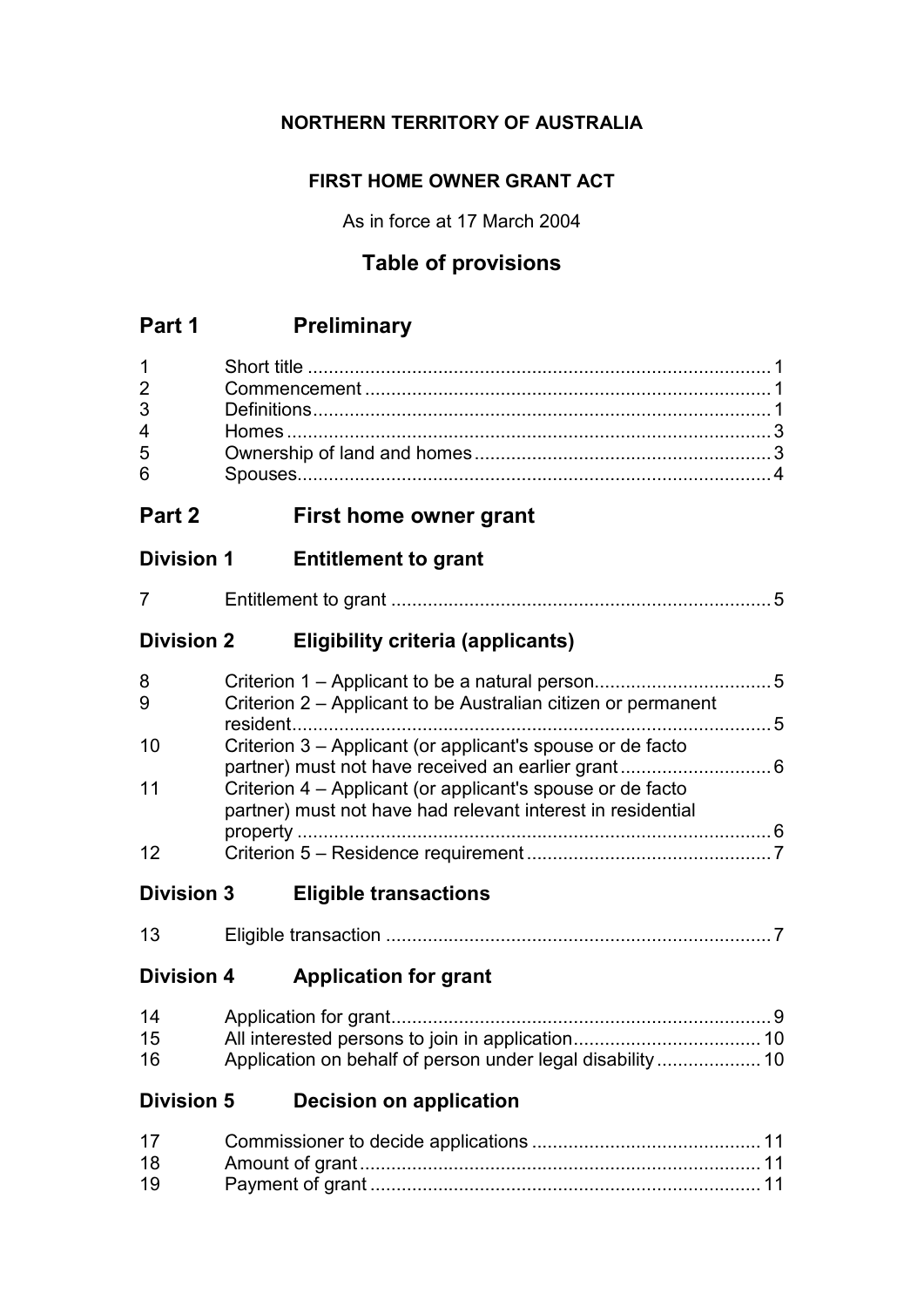**NORTHERN TERRITORY OF AUSTRALIA**

**FIRST HOME OWNER GRANT ACT**

As in force at 17 March 2004

# Table of provisions

## Part 1 Preliminary

1 Short title ........................................................................................ 1
2 Commencement ............................................................................. 1
3 Definitions ....................................................................................... 1
4 Homes ............................................................................................ 3
5 Ownership of land and homes ........................................................ 3
6 Spouses .......................................................................................... 4

## Part 2 First home owner grant

### Division 1 Entitlement to grant

7 Entitlement to grant ........................................................................ 5

### Division 2 Eligibility criteria (applicants)

8 Criterion 1 – Applicant to be a natural person ................................. 5
9 Criterion 2 – Applicant to be Australian citizen or permanent resident ............................................................................................ 5
10 Criterion 3 – Applicant (or applicant's spouse or de facto partner) must not have received an earlier grant ............................ 6
11 Criterion 4 – Applicant (or applicant's spouse or de facto partner) must not have had relevant interest in residential property ........................................................................................... 6
12 Criterion 5 – Residence requirement .............................................. 7

### Division 3 Eligible transactions

13 Eligible transaction .......................................................................... 7

### Division 4 Application for grant

14 Application for grant ......................................................................... 9
15 All interested persons to join in application .................................... 10
16 Application on behalf of person under legal disability .................... 10

### Division 5 Decision on application

17 Commissioner to decide applications ............................................ 11
18 Amount of grant ............................................................................. 11
19 Payment of grant ........................................................................... 11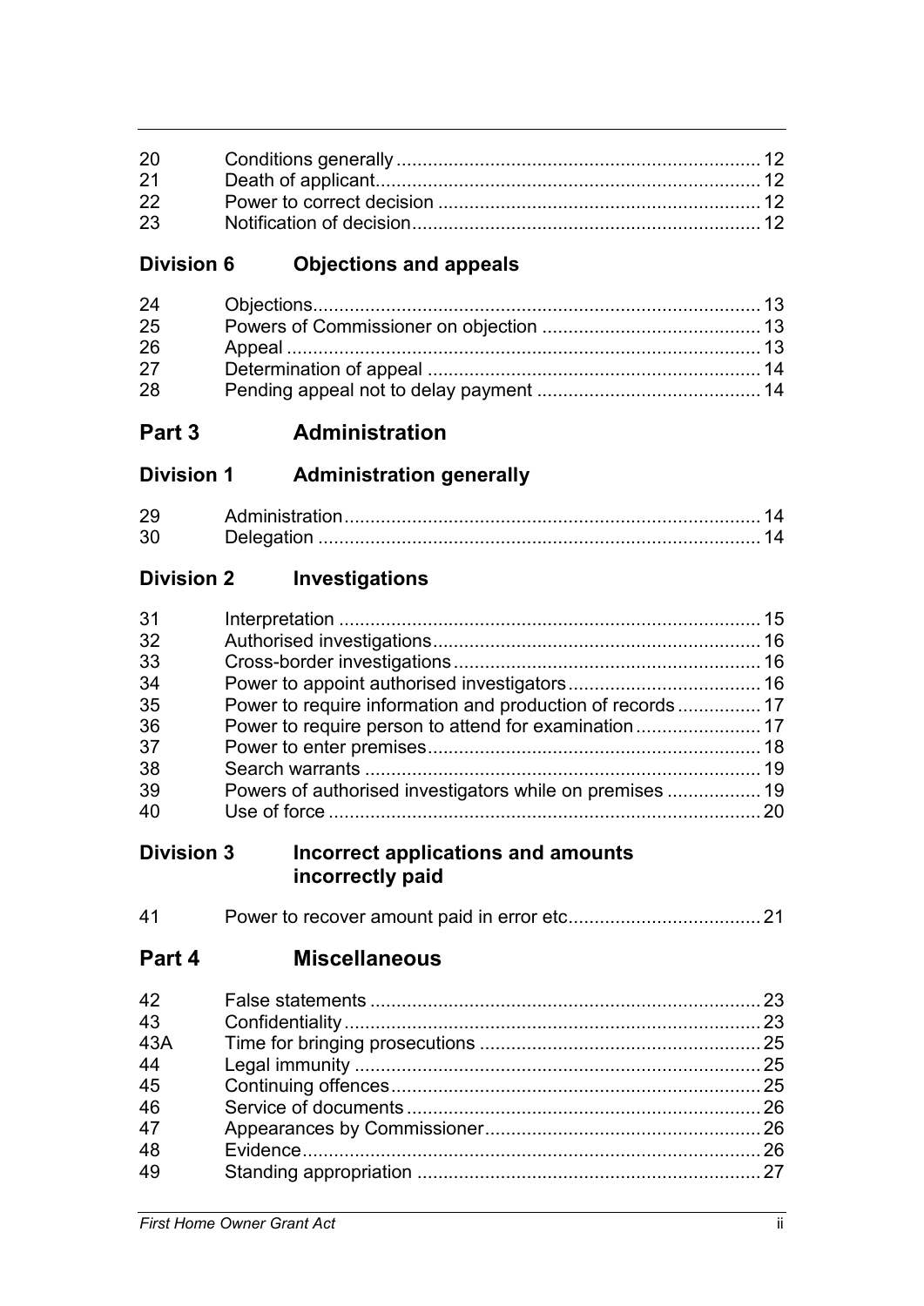| | | |
|---|---|---|
| 20 | Conditions generally | 12 |
| 21 | Death of applicant | 12 |
| 22 | Power to correct decision | 12 |
| 23 | Notification of decision | 12 |

**Division 6 Objections and appeals**

| | | |
|---|---|---|
| 24 | Objections | 13 |
| 25 | Powers of Commissioner on objection | 13 |
| 26 | Appeal | 13 |
| 27 | Determination of appeal | 14 |
| 28 | Pending appeal not to delay payment | 14 |

## Part 3 Administration

**Division 1 Administration generally**

| | | |
|---|---|---|
| 29 | Administration | 14 |
| 30 | Delegation | 14 |

**Division 2 Investigations**

| | | |
|---|---|---|
| 31 | Interpretation | 15 |
| 32 | Authorised investigations | 16 |
| 33 | Cross-border investigations | 16 |
| 34 | Power to appoint authorised investigators | 16 |
| 35 | Power to require information and production of records | 17 |
| 36 | Power to require person to attend for examination | 17 |
| 37 | Power to enter premises | 18 |
| 38 | Search warrants | 19 |
| 39 | Powers of authorised investigators while on premises | 19 |
| 40 | Use of force | 20 |

**Division 3 Incorrect applications and amounts incorrectly paid**

| | | |
|---|---|---|
| 41 | Power to recover amount paid in error etc | 21 |

## Part 4 Miscellaneous

| | | |
|---|---|---|
| 42 | False statements | 23 |
| 43 | Confidentiality | 23 |
| 43A | Time for bringing prosecutions | 25 |
| 44 | Legal immunity | 25 |
| 45 | Continuing offences | 25 |
| 46 | Service of documents | 26 |
| 47 | Appearances by Commissioner | 26 |
| 48 | Evidence | 26 |
| 49 | Standing appropriation | 27 |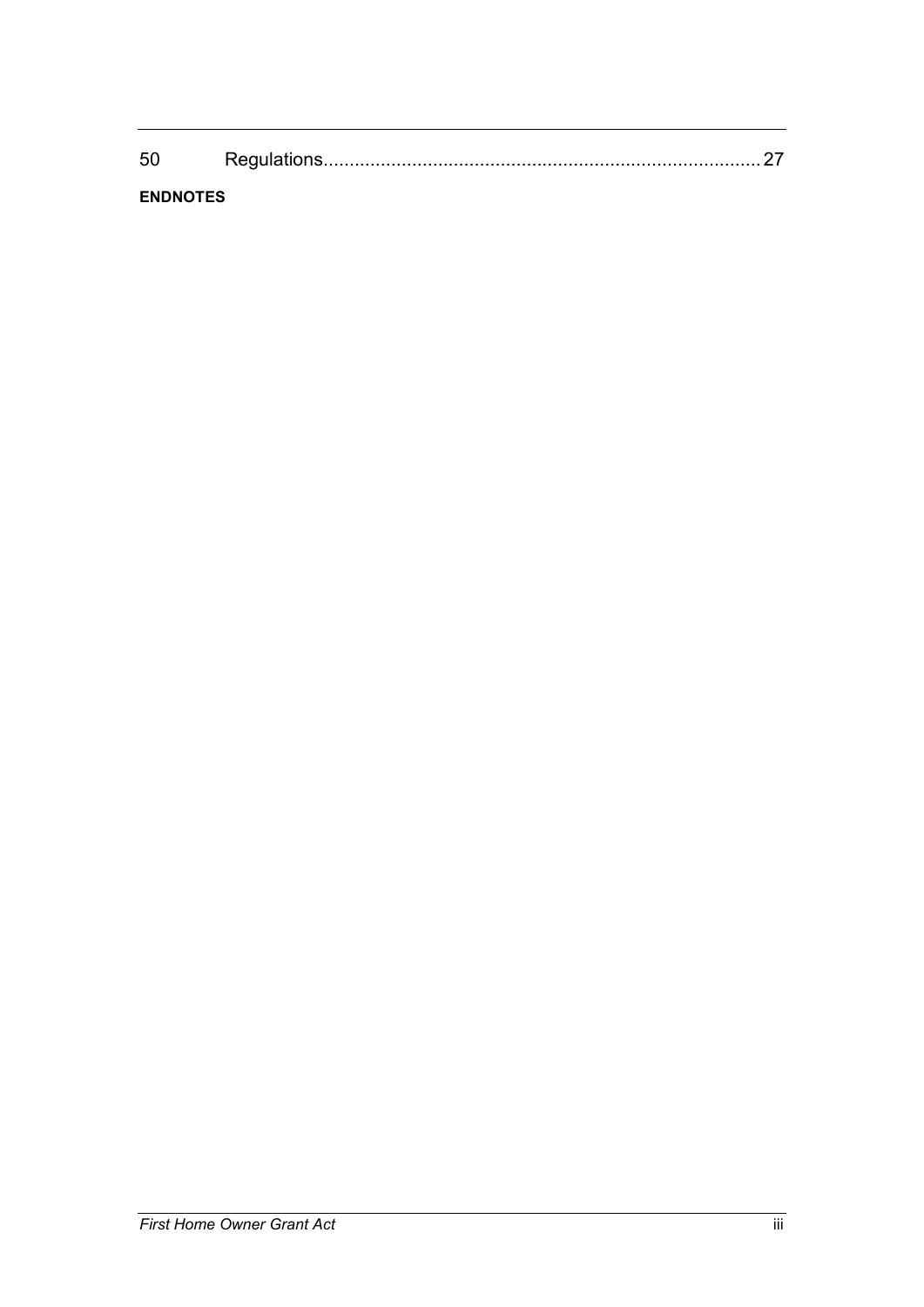50 Regulations.................................................................................. 27

**ENDNOTES**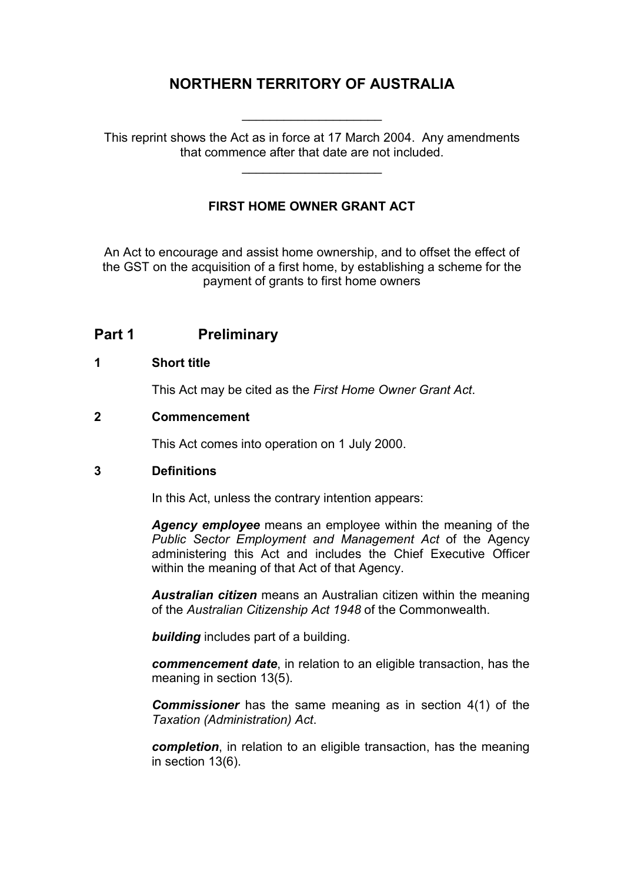# NORTHERN TERRITORY OF AUSTRALIA

---

This reprint shows the Act as in force at 17 March 2004. Any amendments that commence after that date are not included.

---

## FIRST HOME OWNER GRANT ACT

An Act to encourage and assist home ownership, and to offset the effect of the GST on the acquisition of a first home, by establishing a scheme for the payment of grants to first home owners

## Part 1 Preliminary

### 1 Short title

This Act may be cited as the *First Home Owner Grant Act*.

### 2 Commencement

This Act comes into operation on 1 July 2000.

### 3 Definitions

In this Act, unless the contrary intention appears:

***Agency employee*** means an employee within the meaning of the *Public Sector Employment and Management Act* of the Agency administering this Act and includes the Chief Executive Officer within the meaning of that Act of that Agency.

***Australian citizen*** means an Australian citizen within the meaning of the *Australian Citizenship Act 1948* of the Commonwealth.

***building*** includes part of a building.

***commencement date***, in relation to an eligible transaction, has the meaning in section 13(5).

***Commissioner*** has the same meaning as in section 4(1) of the *Taxation (Administration) Act*.

***completion***, in relation to an eligible transaction, has the meaning in section 13(6).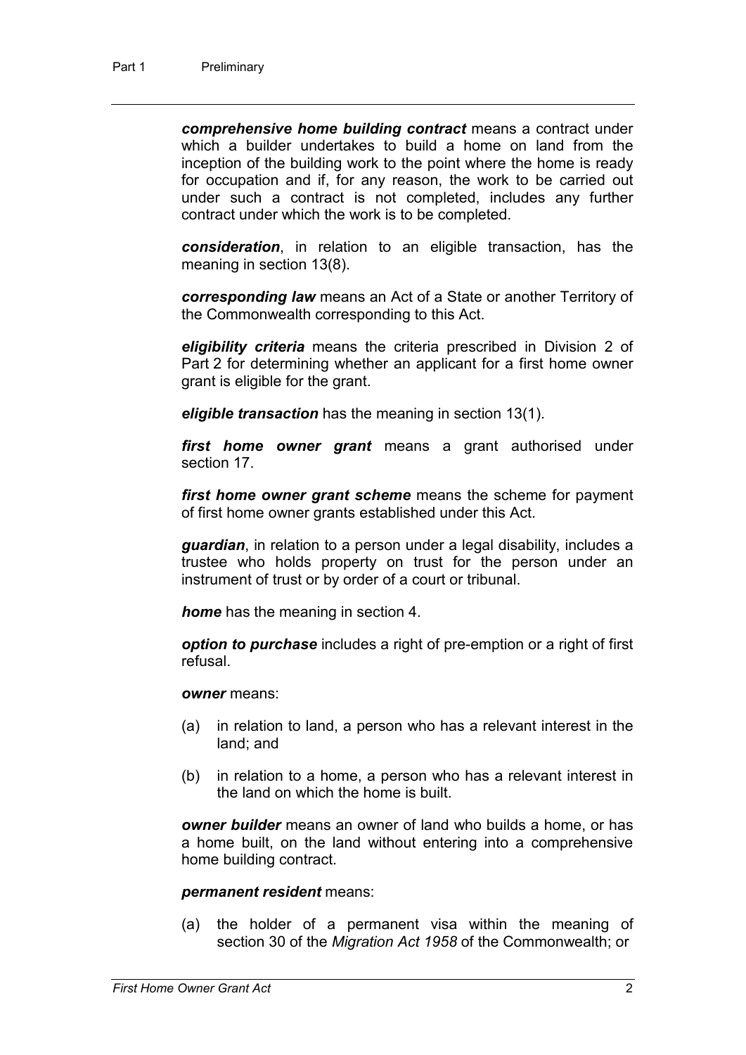***comprehensive home building contract*** means a contract under which a builder undertakes to build a home on land from the inception of the building work to the point where the home is ready for occupation and if, for any reason, the work to be carried out under such a contract is not completed, includes any further contract under which the work is to be completed.

***consideration***, in relation to an eligible transaction, has the meaning in section 13(8).

***corresponding law*** means an Act of a State or another Territory of the Commonwealth corresponding to this Act.

***eligibility criteria*** means the criteria prescribed in Division 2 of Part 2 for determining whether an applicant for a first home owner grant is eligible for the grant.

***eligible transaction*** has the meaning in section 13(1).

***first home owner grant*** means a grant authorised under section 17.

***first home owner grant scheme*** means the scheme for payment of first home owner grants established under this Act.

***guardian***, in relation to a person under a legal disability, includes a trustee who holds property on trust for the person under an instrument of trust or by order of a court or tribunal.

***home*** has the meaning in section 4.

***option to purchase*** includes a right of pre-emption or a right of first refusal.

***owner*** means:

(a) in relation to land, a person who has a relevant interest in the land; and

(b) in relation to a home, a person who has a relevant interest in the land on which the home is built.

***owner builder*** means an owner of land who builds a home, or has a home built, on the land without entering into a comprehensive home building contract.

***permanent resident*** means:

(a) the holder of a permanent visa within the meaning of section 30 of the *Migration Act 1958* of the Commonwealth; or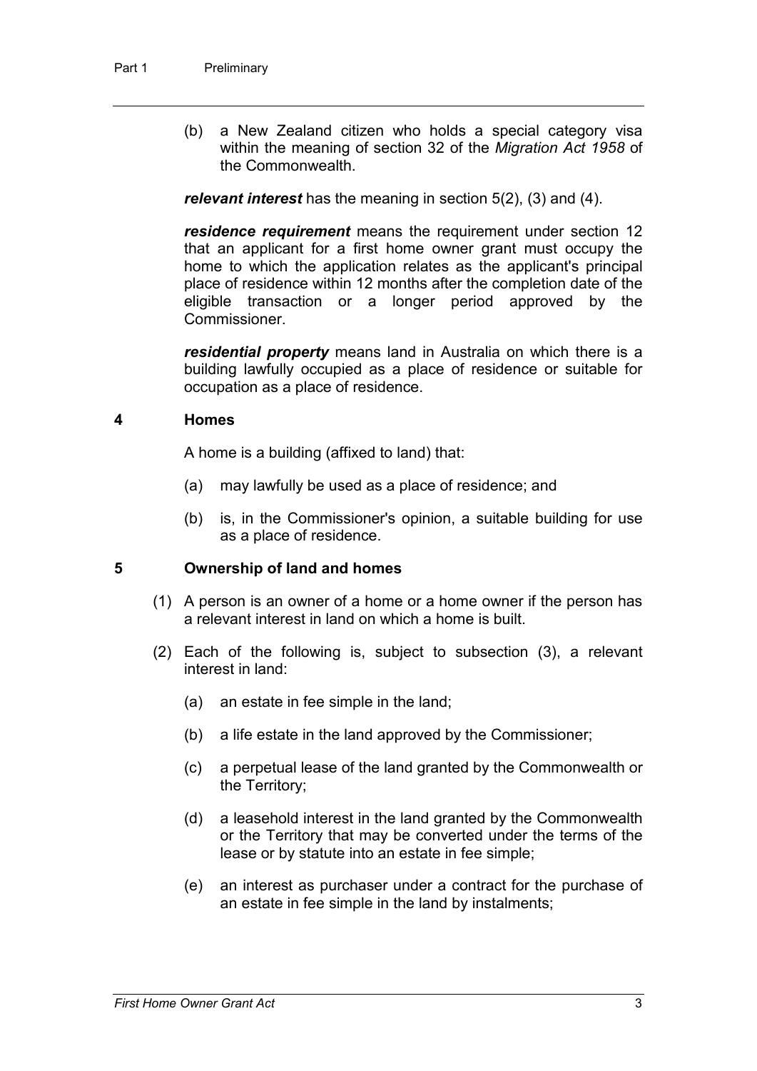(b) a New Zealand citizen who holds a special category visa within the meaning of section 32 of the *Migration Act 1958* of the Commonwealth.

***relevant interest*** has the meaning in section 5(2), (3) and (4).

***residence requirement*** means the requirement under section 12 that an applicant for a first home owner grant must occupy the home to which the application relates as the applicant's principal place of residence within 12 months after the completion date of the eligible transaction or a longer period approved by the Commissioner.

***residential property*** means land in Australia on which there is a building lawfully occupied as a place of residence or suitable for occupation as a place of residence.

### 4 Homes

A home is a building (affixed to land) that:

(a) may lawfully be used as a place of residence; and

(b) is, in the Commissioner's opinion, a suitable building for use as a place of residence.

### 5 Ownership of land and homes

(1) A person is an owner of a home or a home owner if the person has a relevant interest in land on which a home is built.

(2) Each of the following is, subject to subsection (3), a relevant interest in land:

(a) an estate in fee simple in the land;

(b) a life estate in the land approved by the Commissioner;

(c) a perpetual lease of the land granted by the Commonwealth or the Territory;

(d) a leasehold interest in the land granted by the Commonwealth or the Territory that may be converted under the terms of the lease or by statute into an estate in fee simple;

(e) an interest as purchaser under a contract for the purchase of an estate in fee simple in the land by instalments;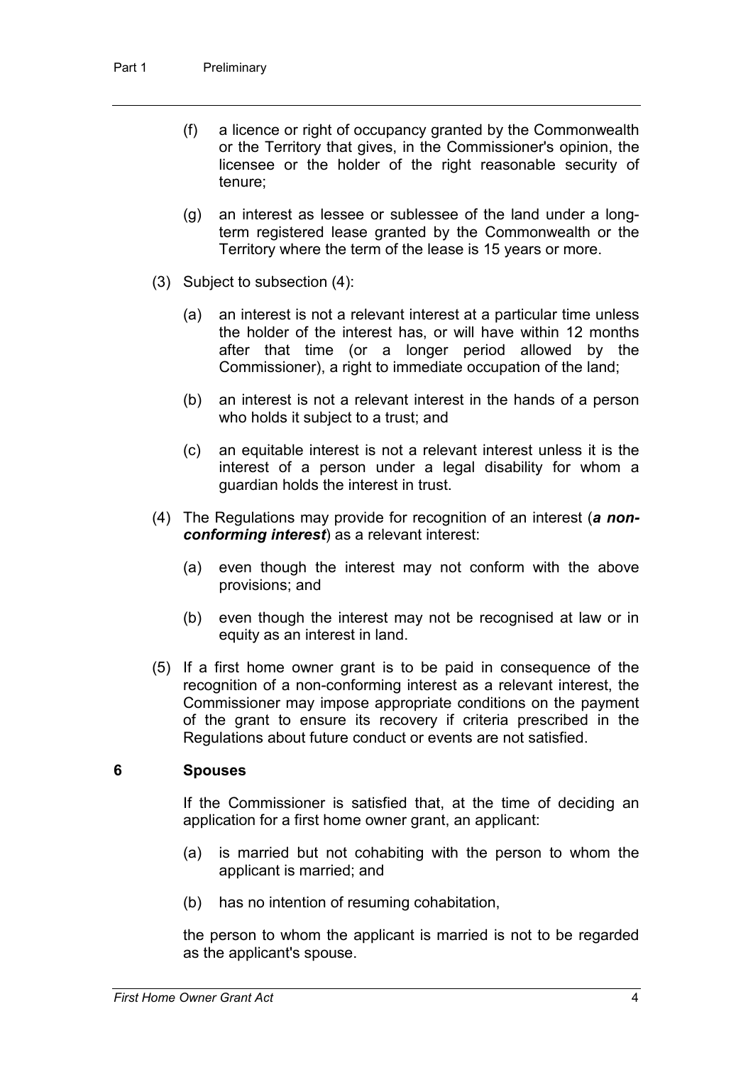(f) a licence or right of occupancy granted by the Commonwealth or the Territory that gives, in the Commissioner's opinion, the licensee or the holder of the right reasonable security of tenure;

(g) an interest as lessee or sublessee of the land under a long-term registered lease granted by the Commonwealth or the Territory where the term of the lease is 15 years or more.

(3) Subject to subsection (4):

(a) an interest is not a relevant interest at a particular time unless the holder of the interest has, or will have within 12 months after that time (or a longer period allowed by the Commissioner), a right to immediate occupation of the land;

(b) an interest is not a relevant interest in the hands of a person who holds it subject to a trust; and

(c) an equitable interest is not a relevant interest unless it is the interest of a person under a legal disability for whom a guardian holds the interest in trust.

(4) The Regulations may provide for recognition of an interest (***a non-conforming interest***) as a relevant interest:

(a) even though the interest may not conform with the above provisions; and

(b) even though the interest may not be recognised at law or in equity as an interest in land.

(5) If a first home owner grant is to be paid in consequence of the recognition of a non-conforming interest as a relevant interest, the Commissioner may impose appropriate conditions on the payment of the grant to ensure its recovery if criteria prescribed in the Regulations about future conduct or events are not satisfied.

### 6 Spouses

If the Commissioner is satisfied that, at the time of deciding an application for a first home owner grant, an applicant:

(a) is married but not cohabiting with the person to whom the applicant is married; and

(b) has no intention of resuming cohabitation,

the person to whom the applicant is married is not to be regarded as the applicant's spouse.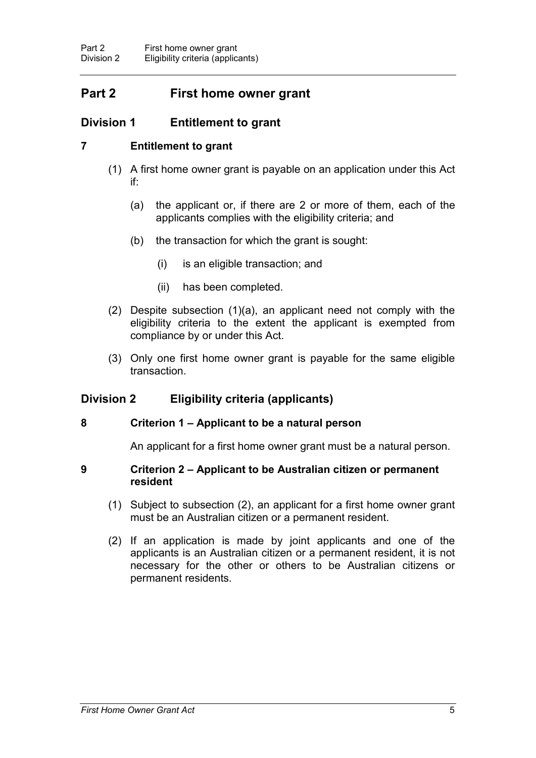## Part 2 First home owner grant

### Division 1 Entitlement to grant

#### 7 Entitlement to grant

(1) A first home owner grant is payable on an application under this Act if:

(a) the applicant or, if there are 2 or more of them, each of the applicants complies with the eligibility criteria; and

(b) the transaction for which the grant is sought:

(i) is an eligible transaction; and

(ii) has been completed.

(2) Despite subsection (1)(a), an applicant need not comply with the eligibility criteria to the extent the applicant is exempted from compliance by or under this Act.

(3) Only one first home owner grant is payable for the same eligible transaction.

### Division 2 Eligibility criteria (applicants)

#### 8 Criterion 1 – Applicant to be a natural person

An applicant for a first home owner grant must be a natural person.

#### 9 Criterion 2 – Applicant to be Australian citizen or permanent resident

(1) Subject to subsection (2), an applicant for a first home owner grant must be an Australian citizen or a permanent resident.

(2) If an application is made by joint applicants and one of the applicants is an Australian citizen or a permanent resident, it is not necessary for the other or others to be Australian citizens or permanent residents.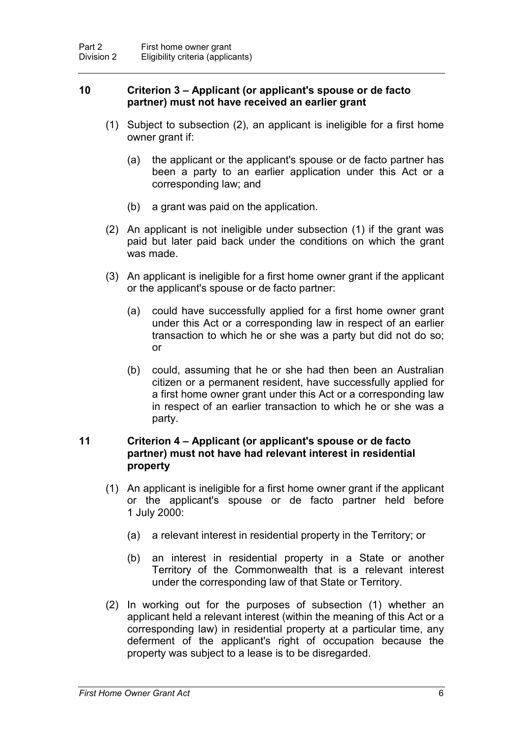## 10 Criterion 3 – Applicant (or applicant's spouse or de facto partner) must not have received an earlier grant

(1) Subject to subsection (2), an applicant is ineligible for a first home owner grant if:

(a) the applicant or the applicant's spouse or de facto partner has been a party to an earlier application under this Act or a corresponding law; and

(b) a grant was paid on the application.

(2) An applicant is not ineligible under subsection (1) if the grant was paid but later paid back under the conditions on which the grant was made.

(3) An applicant is ineligible for a first home owner grant if the applicant or the applicant's spouse or de facto partner:

(a) could have successfully applied for a first home owner grant under this Act or a corresponding law in respect of an earlier transaction to which he or she was a party but did not do so; or

(b) could, assuming that he or she had then been an Australian citizen or a permanent resident, have successfully applied for a first home owner grant under this Act or a corresponding law in respect of an earlier transaction to which he or she was a party.

## 11 Criterion 4 – Applicant (or applicant's spouse or de facto partner) must not have had relevant interest in residential property

(1) An applicant is ineligible for a first home owner grant if the applicant or the applicant's spouse or de facto partner held before 1 July 2000:

(a) a relevant interest in residential property in the Territory; or

(b) an interest in residential property in a State or another Territory of the Commonwealth that is a relevant interest under the corresponding law of that State or Territory.

(2) In working out for the purposes of subsection (1) whether an applicant held a relevant interest (within the meaning of this Act or a corresponding law) in residential property at a particular time, any deferment of the applicant's right of occupation because the property was subject to a lease is to be disregarded.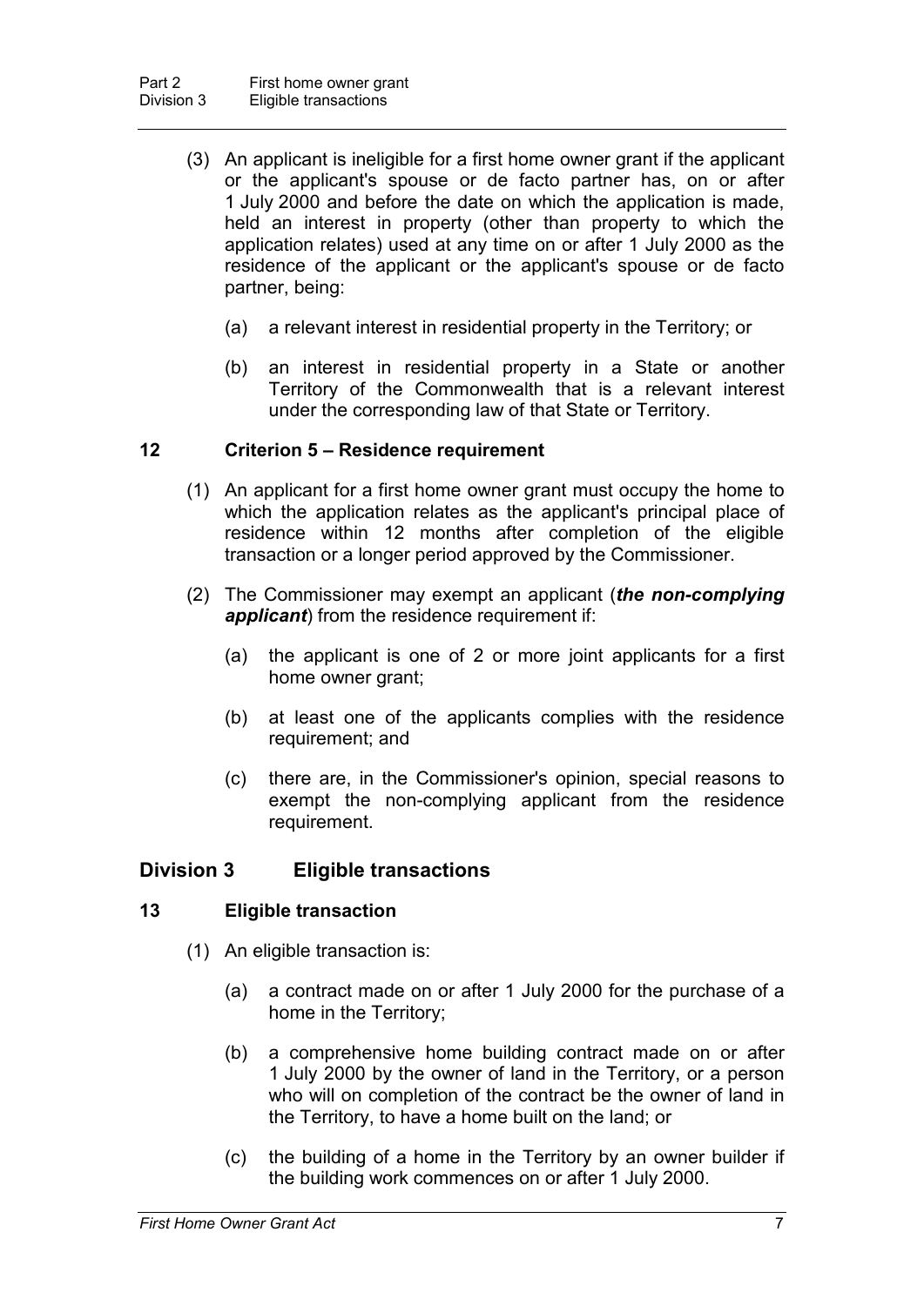(3) An applicant is ineligible for a first home owner grant if the applicant or the applicant's spouse or de facto partner has, on or after 1 July 2000 and before the date on which the application is made, held an interest in property (other than property to which the application relates) used at any time on or after 1 July 2000 as the residence of the applicant or the applicant's spouse or de facto partner, being:

(a) a relevant interest in residential property in the Territory; or

(b) an interest in residential property in a State or another Territory of the Commonwealth that is a relevant interest under the corresponding law of that State or Territory.

### 12 Criterion 5 – Residence requirement

(1) An applicant for a first home owner grant must occupy the home to which the application relates as the applicant's principal place of residence within 12 months after completion of the eligible transaction or a longer period approved by the Commissioner.

(2) The Commissioner may exempt an applicant (***the non-complying applicant***) from the residence requirement if:

(a) the applicant is one of 2 or more joint applicants for a first home owner grant;

(b) at least one of the applicants complies with the residence requirement; and

(c) there are, in the Commissioner's opinion, special reasons to exempt the non-complying applicant from the residence requirement.

## Division 3 Eligible transactions

### 13 Eligible transaction

(1) An eligible transaction is:

(a) a contract made on or after 1 July 2000 for the purchase of a home in the Territory;

(b) a comprehensive home building contract made on or after 1 July 2000 by the owner of land in the Territory, or a person who will on completion of the contract be the owner of land in the Territory, to have a home built on the land; or

(c) the building of a home in the Territory by an owner builder if the building work commences on or after 1 July 2000.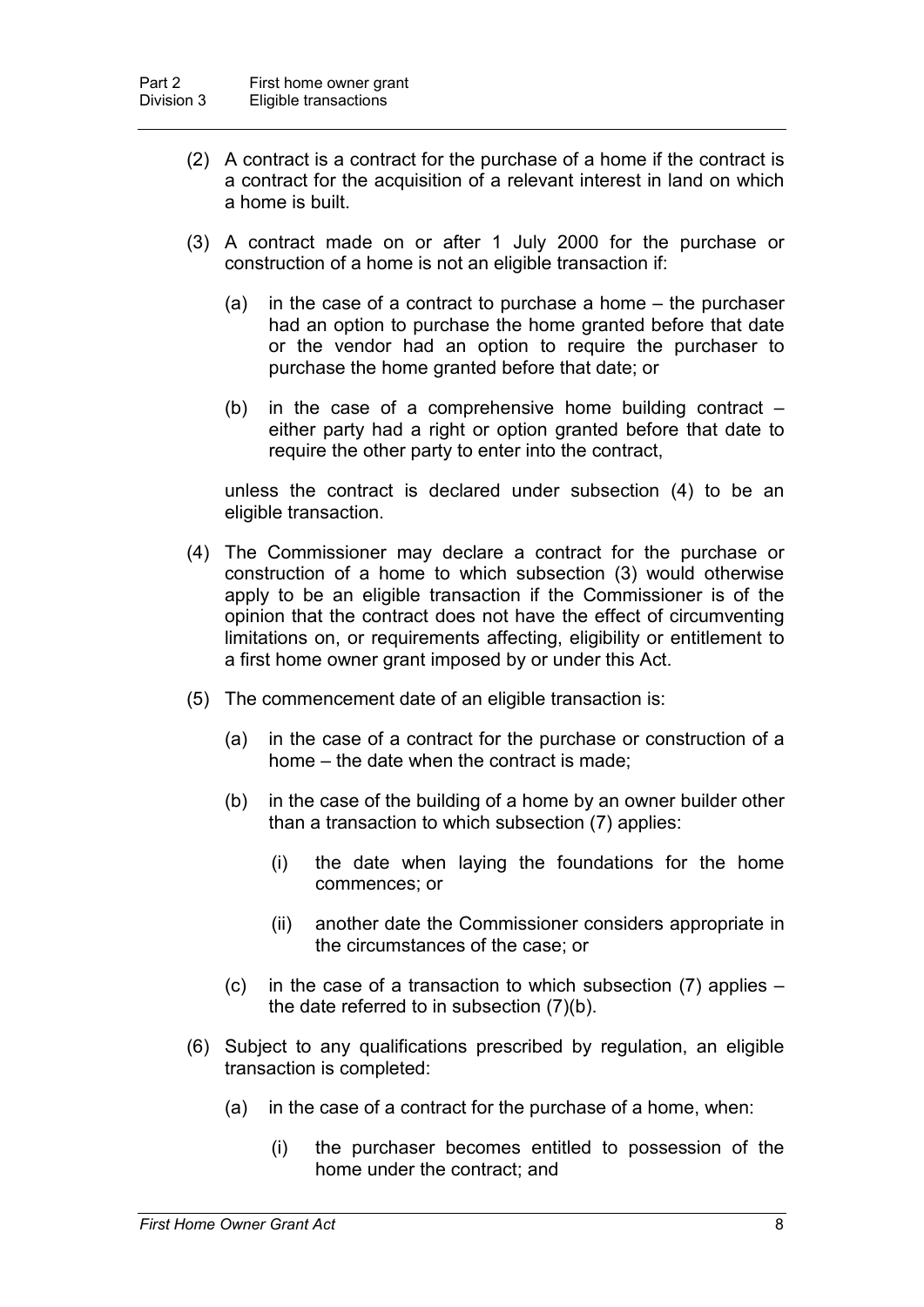(2) A contract is a contract for the purchase of a home if the contract is a contract for the acquisition of a relevant interest in land on which a home is built.

(3) A contract made on or after 1 July 2000 for the purchase or construction of a home is not an eligible transaction if:

(a) in the case of a contract to purchase a home – the purchaser had an option to purchase the home granted before that date or the vendor had an option to require the purchaser to purchase the home granted before that date; or

(b) in the case of a comprehensive home building contract – either party had a right or option granted before that date to require the other party to enter into the contract,

unless the contract is declared under subsection (4) to be an eligible transaction.

(4) The Commissioner may declare a contract for the purchase or construction of a home to which subsection (3) would otherwise apply to be an eligible transaction if the Commissioner is of the opinion that the contract does not have the effect of circumventing limitations on, or requirements affecting, eligibility or entitlement to a first home owner grant imposed by or under this Act.

(5) The commencement date of an eligible transaction is:

(a) in the case of a contract for the purchase or construction of a home – the date when the contract is made;

(b) in the case of the building of a home by an owner builder other than a transaction to which subsection (7) applies:

(i) the date when laying the foundations for the home commences; or

(ii) another date the Commissioner considers appropriate in the circumstances of the case; or

(c) in the case of a transaction to which subsection (7) applies – the date referred to in subsection (7)(b).

(6) Subject to any qualifications prescribed by regulation, an eligible transaction is completed:

(a) in the case of a contract for the purchase of a home, when:

(i) the purchaser becomes entitled to possession of the home under the contract; and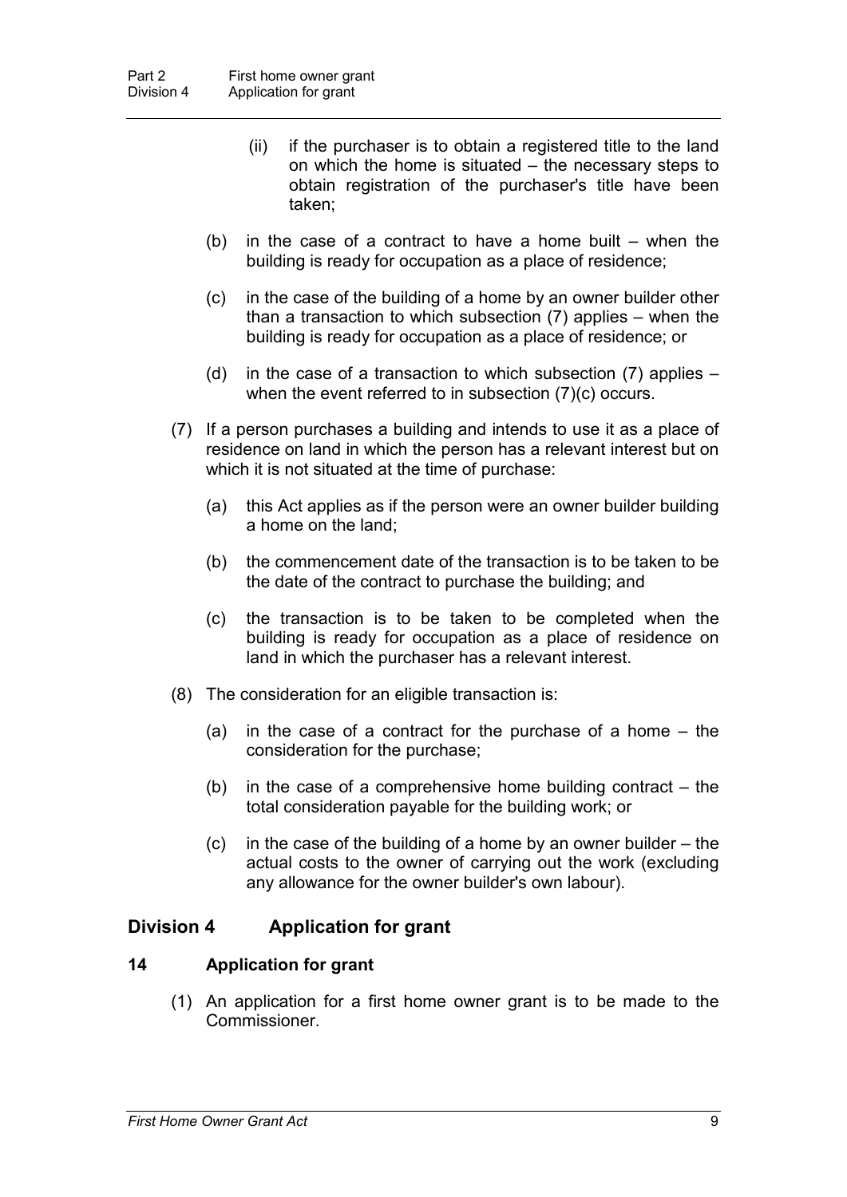(ii) if the purchaser is to obtain a registered title to the land on which the home is situated – the necessary steps to obtain registration of the purchaser's title have been taken;

(b) in the case of a contract to have a home built – when the building is ready for occupation as a place of residence;

(c) in the case of the building of a home by an owner builder other than a transaction to which subsection (7) applies – when the building is ready for occupation as a place of residence; or

(d) in the case of a transaction to which subsection (7) applies – when the event referred to in subsection (7)(c) occurs.

(7) If a person purchases a building and intends to use it as a place of residence on land in which the person has a relevant interest but on which it is not situated at the time of purchase:

(a) this Act applies as if the person were an owner builder building a home on the land;

(b) the commencement date of the transaction is to be taken to be the date of the contract to purchase the building; and

(c) the transaction is to be taken to be completed when the building is ready for occupation as a place of residence on land in which the purchaser has a relevant interest.

(8) The consideration for an eligible transaction is:

(a) in the case of a contract for the purchase of a home – the consideration for the purchase;

(b) in the case of a comprehensive home building contract – the total consideration payable for the building work; or

(c) in the case of the building of a home by an owner builder – the actual costs to the owner of carrying out the work (excluding any allowance for the owner builder's own labour).

## Division 4 Application for grant

### 14 Application for grant

(1) An application for a first home owner grant is to be made to the Commissioner.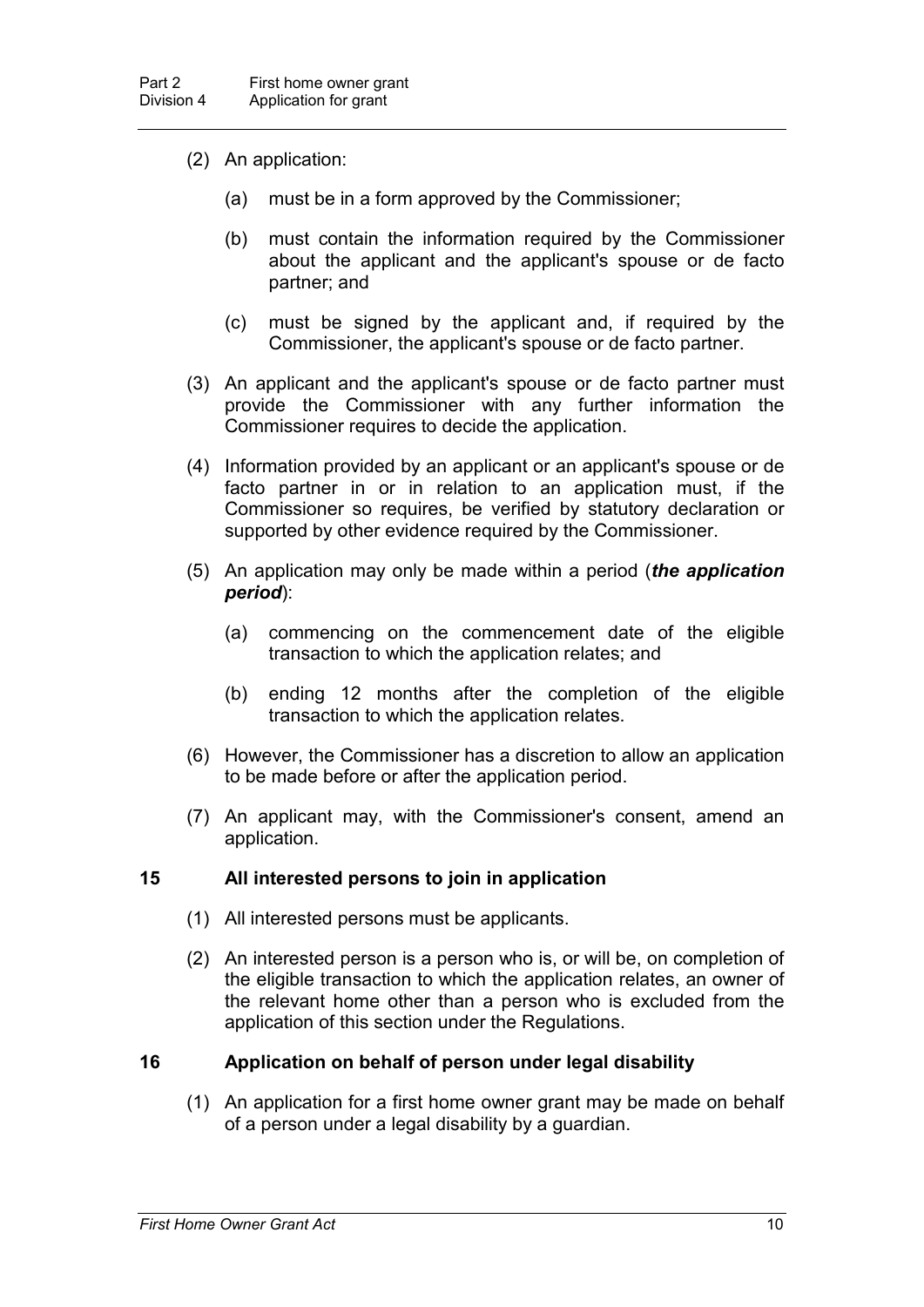(2) An application:

(a) must be in a form approved by the Commissioner;

(b) must contain the information required by the Commissioner about the applicant and the applicant's spouse or de facto partner; and

(c) must be signed by the applicant and, if required by the Commissioner, the applicant's spouse or de facto partner.

(3) An applicant and the applicant's spouse or de facto partner must provide the Commissioner with any further information the Commissioner requires to decide the application.

(4) Information provided by an applicant or an applicant's spouse or de facto partner in or in relation to an application must, if the Commissioner so requires, be verified by statutory declaration or supported by other evidence required by the Commissioner.

(5) An application may only be made within a period (***the application period***):

(a) commencing on the commencement date of the eligible transaction to which the application relates; and

(b) ending 12 months after the completion of the eligible transaction to which the application relates.

(6) However, the Commissioner has a discretion to allow an application to be made before or after the application period.

(7) An applicant may, with the Commissioner's consent, amend an application.

### 15 All interested persons to join in application

(1) All interested persons must be applicants.

(2) An interested person is a person who is, or will be, on completion of the eligible transaction to which the application relates, an owner of the relevant home other than a person who is excluded from the application of this section under the Regulations.

### 16 Application on behalf of person under legal disability

(1) An application for a first home owner grant may be made on behalf of a person under a legal disability by a guardian.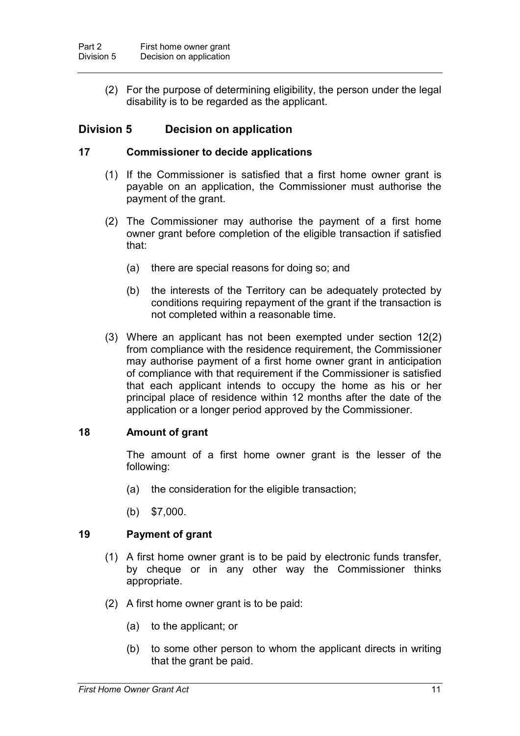(2) For the purpose of determining eligibility, the person under the legal disability is to be regarded as the applicant.

## Division 5 Decision on application

### 17 Commissioner to decide applications

(1) If the Commissioner is satisfied that a first home owner grant is payable on an application, the Commissioner must authorise the payment of the grant.

(2) The Commissioner may authorise the payment of a first home owner grant before completion of the eligible transaction if satisfied that:

(a) there are special reasons for doing so; and

(b) the interests of the Territory can be adequately protected by conditions requiring repayment of the grant if the transaction is not completed within a reasonable time.

(3) Where an applicant has not been exempted under section 12(2) from compliance with the residence requirement, the Commissioner may authorise payment of a first home owner grant in anticipation of compliance with that requirement if the Commissioner is satisfied that each applicant intends to occupy the home as his or her principal place of residence within 12 months after the date of the application or a longer period approved by the Commissioner.

### 18 Amount of grant

The amount of a first home owner grant is the lesser of the following:

(a) the consideration for the eligible transaction;

(b) $7,000.

### 19 Payment of grant

(1) A first home owner grant is to be paid by electronic funds transfer, by cheque or in any other way the Commissioner thinks appropriate.

(2) A first home owner grant is to be paid:

(a) to the applicant; or

(b) to some other person to whom the applicant directs in writing that the grant be paid.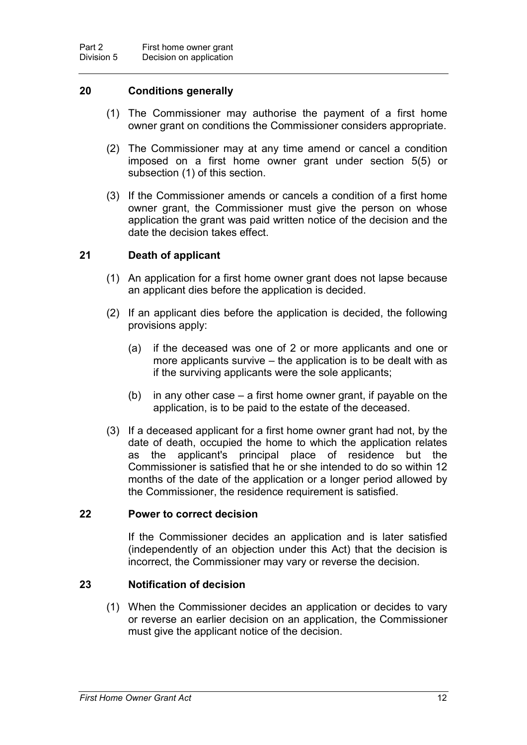## 20 Conditions generally

(1) The Commissioner may authorise the payment of a first home owner grant on conditions the Commissioner considers appropriate.

(2) The Commissioner may at any time amend or cancel a condition imposed on a first home owner grant under section 5(5) or subsection (1) of this section.

(3) If the Commissioner amends or cancels a condition of a first home owner grant, the Commissioner must give the person on whose application the grant was paid written notice of the decision and the date the decision takes effect.

## 21 Death of applicant

(1) An application for a first home owner grant does not lapse because an applicant dies before the application is decided.

(2) If an applicant dies before the application is decided, the following provisions apply:

(a) if the deceased was one of 2 or more applicants and one or more applicants survive – the application is to be dealt with as if the surviving applicants were the sole applicants;

(b) in any other case – a first home owner grant, if payable on the application, is to be paid to the estate of the deceased.

(3) If a deceased applicant for a first home owner grant had not, by the date of death, occupied the home to which the application relates as the applicant's principal place of residence but the Commissioner is satisfied that he or she intended to do so within 12 months of the date of the application or a longer period allowed by the Commissioner, the residence requirement is satisfied.

## 22 Power to correct decision

If the Commissioner decides an application and is later satisfied (independently of an objection under this Act) that the decision is incorrect, the Commissioner may vary or reverse the decision.

## 23 Notification of decision

(1) When the Commissioner decides an application or decides to vary or reverse an earlier decision on an application, the Commissioner must give the applicant notice of the decision.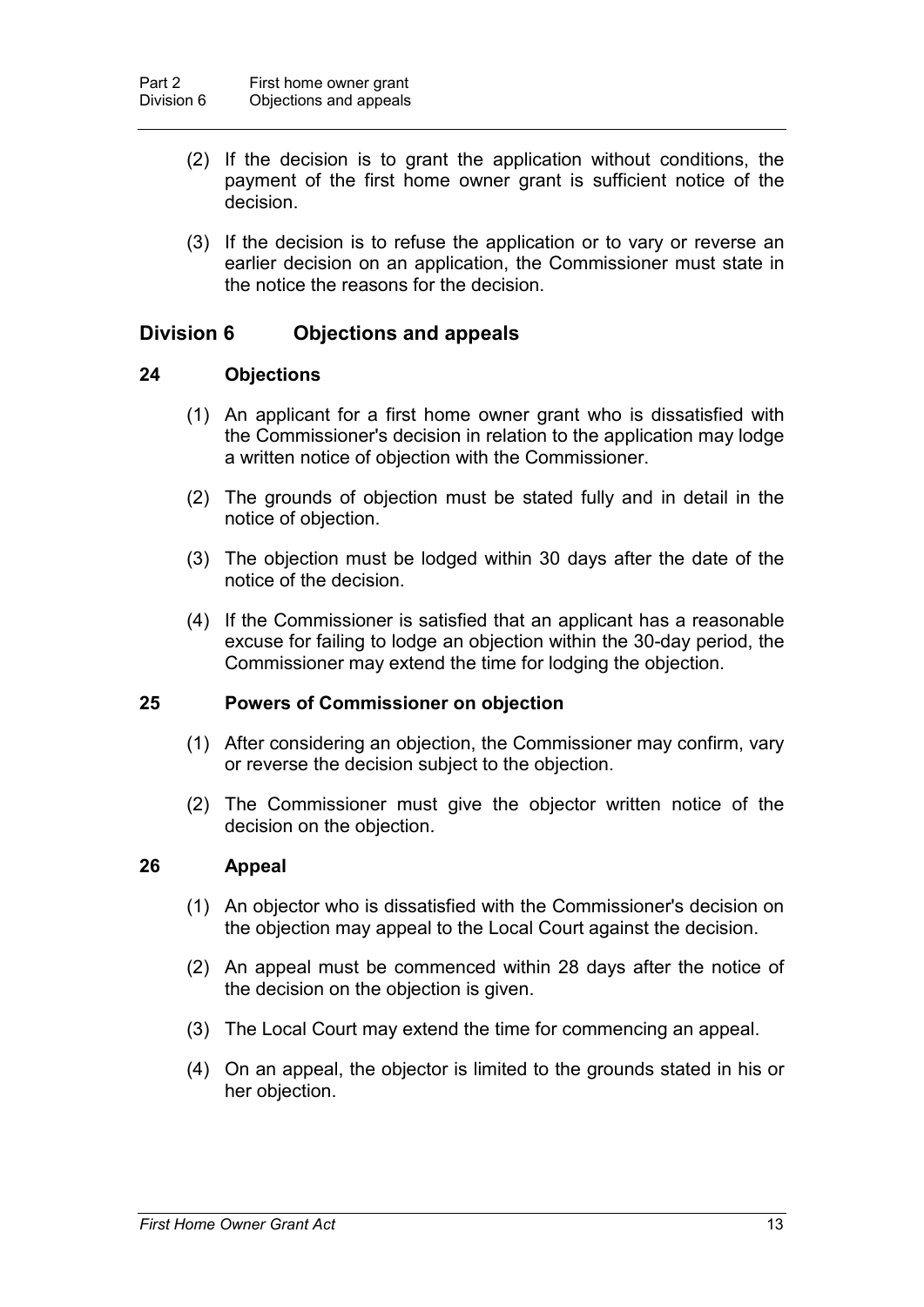(2) If the decision is to grant the application without conditions, the payment of the first home owner grant is sufficient notice of the decision.

(3) If the decision is to refuse the application or to vary or reverse an earlier decision on an application, the Commissioner must state in the notice the reasons for the decision.

## Division 6 Objections and appeals

### 24 Objections

(1) An applicant for a first home owner grant who is dissatisfied with the Commissioner's decision in relation to the application may lodge a written notice of objection with the Commissioner.

(2) The grounds of objection must be stated fully and in detail in the notice of objection.

(3) The objection must be lodged within 30 days after the date of the notice of the decision.

(4) If the Commissioner is satisfied that an applicant has a reasonable excuse for failing to lodge an objection within the 30-day period, the Commissioner may extend the time for lodging the objection.

### 25 Powers of Commissioner on objection

(1) After considering an objection, the Commissioner may confirm, vary or reverse the decision subject to the objection.

(2) The Commissioner must give the objector written notice of the decision on the objection.

### 26 Appeal

(1) An objector who is dissatisfied with the Commissioner's decision on the objection may appeal to the Local Court against the decision.

(2) An appeal must be commenced within 28 days after the notice of the decision on the objection is given.

(3) The Local Court may extend the time for commencing an appeal.

(4) On an appeal, the objector is limited to the grounds stated in his or her objection.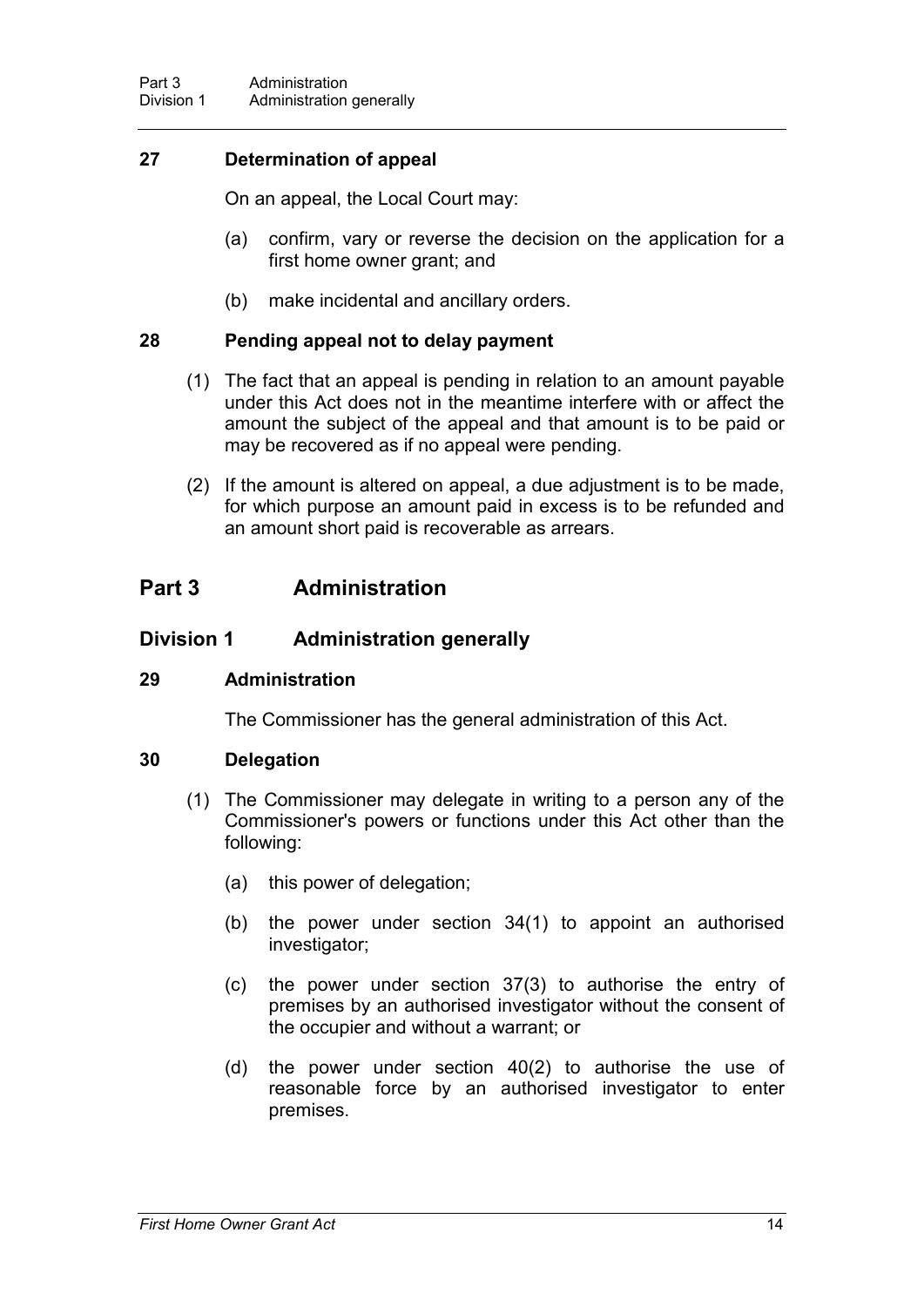### 27 Determination of appeal

On an appeal, the Local Court may:

(a) confirm, vary or reverse the decision on the application for a first home owner grant; and

(b) make incidental and ancillary orders.

### 28 Pending appeal not to delay payment

(1) The fact that an appeal is pending in relation to an amount payable under this Act does not in the meantime interfere with or affect the amount the subject of the appeal and that amount is to be paid or may be recovered as if no appeal were pending.

(2) If the amount is altered on appeal, a due adjustment is to be made, for which purpose an amount paid in excess is to be refunded and an amount short paid is recoverable as arrears.

# Part 3 Administration

## Division 1 Administration generally

### 29 Administration

The Commissioner has the general administration of this Act.

### 30 Delegation

(1) The Commissioner may delegate in writing to a person any of the Commissioner's powers or functions under this Act other than the following:

(a) this power of delegation;

(b) the power under section 34(1) to appoint an authorised investigator;

(c) the power under section 37(3) to authorise the entry of premises by an authorised investigator without the consent of the occupier and without a warrant; or

(d) the power under section 40(2) to authorise the use of reasonable force by an authorised investigator to enter premises.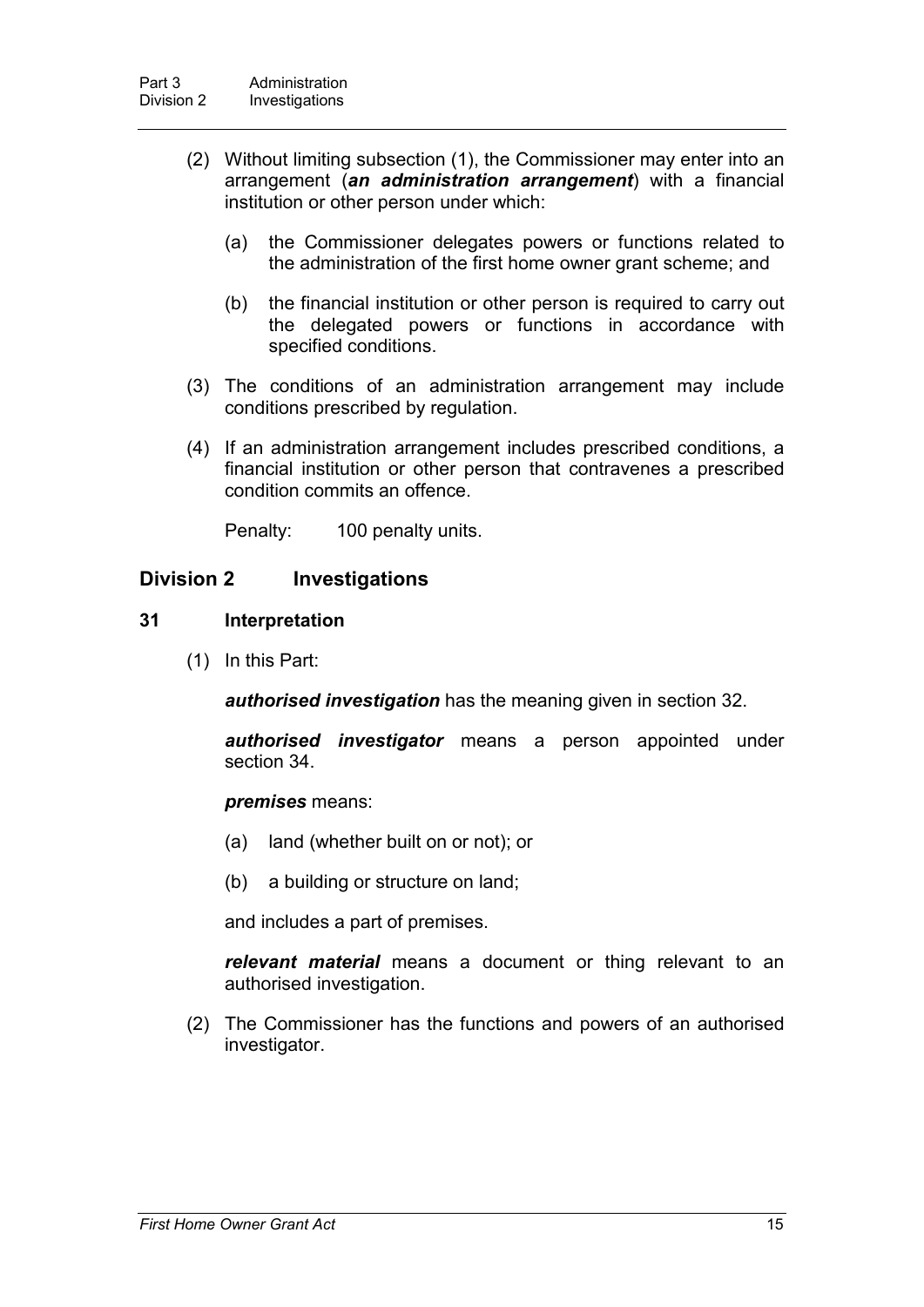(2) Without limiting subsection (1), the Commissioner may enter into an arrangement (***an administration arrangement***) with a financial institution or other person under which:

(a) the Commissioner delegates powers or functions related to the administration of the first home owner grant scheme; and

(b) the financial institution or other person is required to carry out the delegated powers or functions in accordance with specified conditions.

(3) The conditions of an administration arrangement may include conditions prescribed by regulation.

(4) If an administration arrangement includes prescribed conditions, a financial institution or other person that contravenes a prescribed condition commits an offence.

Penalty: 100 penalty units.

## Division 2 Investigations

### 31 Interpretation

(1) In this Part:

***authorised investigation*** has the meaning given in section 32.

***authorised investigator*** means a person appointed under section 34.

***premises*** means:

(a) land (whether built on or not); or

(b) a building or structure on land;

and includes a part of premises.

***relevant material*** means a document or thing relevant to an authorised investigation.

(2) The Commissioner has the functions and powers of an authorised investigator.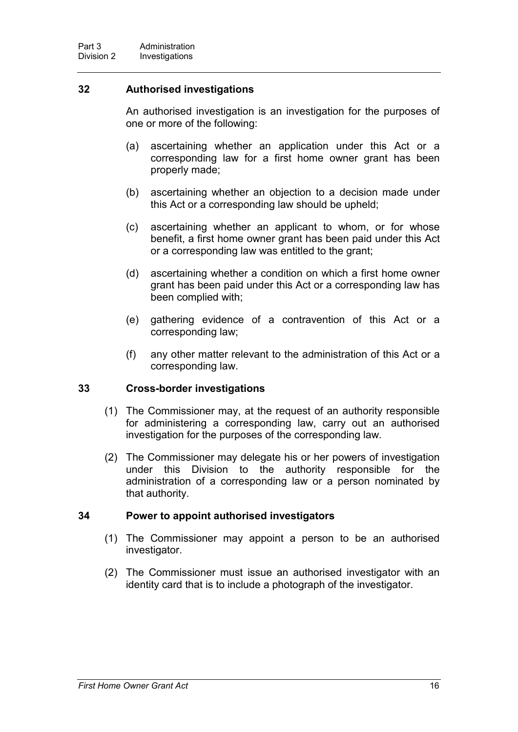## 32 Authorised investigations

An authorised investigation is an investigation for the purposes of one or more of the following:

(a) ascertaining whether an application under this Act or a corresponding law for a first home owner grant has been properly made;

(b) ascertaining whether an objection to a decision made under this Act or a corresponding law should be upheld;

(c) ascertaining whether an applicant to whom, or for whose benefit, a first home owner grant has been paid under this Act or a corresponding law was entitled to the grant;

(d) ascertaining whether a condition on which a first home owner grant has been paid under this Act or a corresponding law has been complied with;

(e) gathering evidence of a contravention of this Act or a corresponding law;

(f) any other matter relevant to the administration of this Act or a corresponding law.

## 33 Cross-border investigations

(1) The Commissioner may, at the request of an authority responsible for administering a corresponding law, carry out an authorised investigation for the purposes of the corresponding law.

(2) The Commissioner may delegate his or her powers of investigation under this Division to the authority responsible for the administration of a corresponding law or a person nominated by that authority.

## 34 Power to appoint authorised investigators

(1) The Commissioner may appoint a person to be an authorised investigator.

(2) The Commissioner must issue an authorised investigator with an identity card that is to include a photograph of the investigator.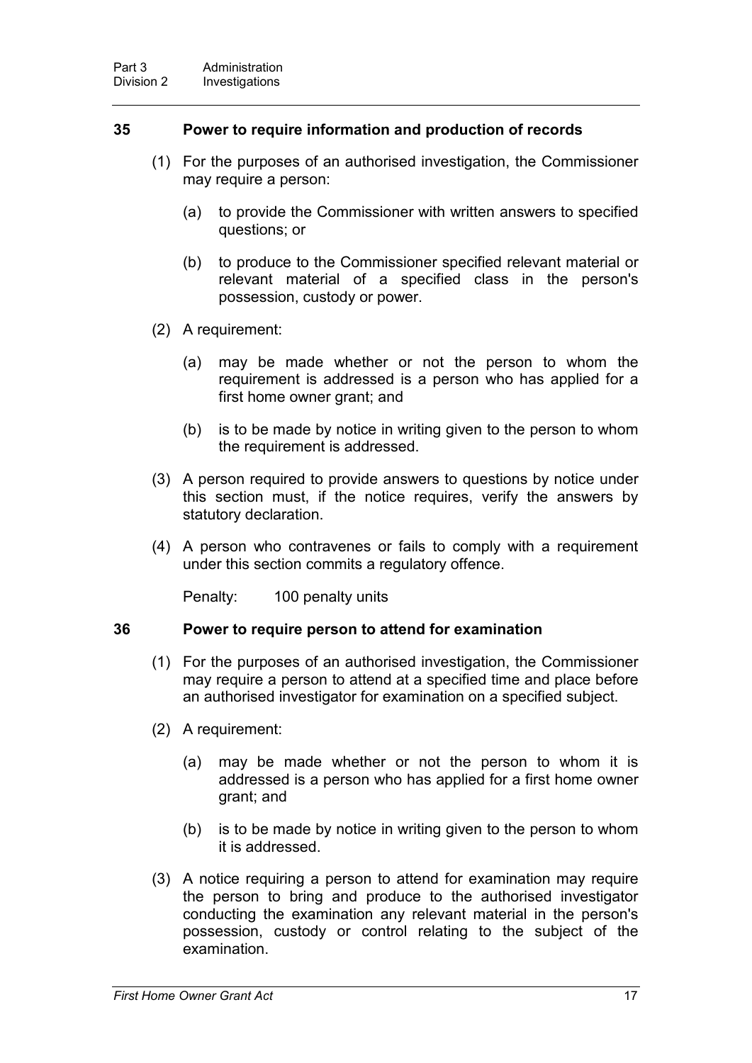### 35 Power to require information and production of records

(1) For the purposes of an authorised investigation, the Commissioner may require a person:

(a) to provide the Commissioner with written answers to specified questions; or

(b) to produce to the Commissioner specified relevant material or relevant material of a specified class in the person's possession, custody or power.

(2) A requirement:

(a) may be made whether or not the person to whom the requirement is addressed is a person who has applied for a first home owner grant; and

(b) is to be made by notice in writing given to the person to whom the requirement is addressed.

(3) A person required to provide answers to questions by notice under this section must, if the notice requires, verify the answers by statutory declaration.

(4) A person who contravenes or fails to comply with a requirement under this section commits a regulatory offence.

Penalty: 100 penalty units

### 36 Power to require person to attend for examination

(1) For the purposes of an authorised investigation, the Commissioner may require a person to attend at a specified time and place before an authorised investigator for examination on a specified subject.

(2) A requirement:

(a) may be made whether or not the person to whom it is addressed is a person who has applied for a first home owner grant; and

(b) is to be made by notice in writing given to the person to whom it is addressed.

(3) A notice requiring a person to attend for examination may require the person to bring and produce to the authorised investigator conducting the examination any relevant material in the person's possession, custody or control relating to the subject of the examination.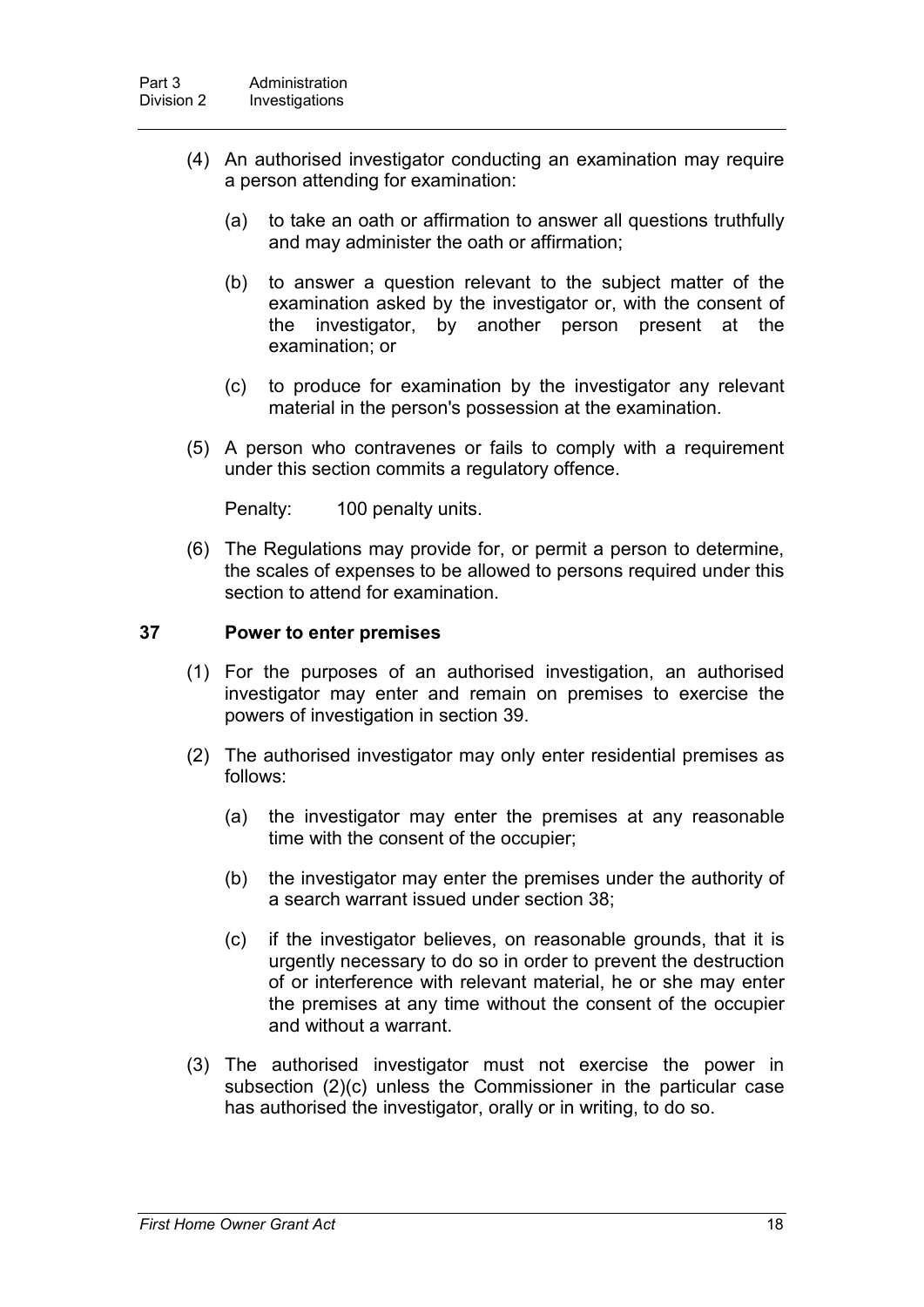(4) An authorised investigator conducting an examination may require a person attending for examination:

(a) to take an oath or affirmation to answer all questions truthfully and may administer the oath or affirmation;

(b) to answer a question relevant to the subject matter of the examination asked by the investigator or, with the consent of the investigator, by another person present at the examination; or

(c) to produce for examination by the investigator any relevant material in the person's possession at the examination.

(5) A person who contravenes or fails to comply with a requirement under this section commits a regulatory offence.

Penalty: 100 penalty units.

(6) The Regulations may provide for, or permit a person to determine, the scales of expenses to be allowed to persons required under this section to attend for examination.

### 37 Power to enter premises

(1) For the purposes of an authorised investigation, an authorised investigator may enter and remain on premises to exercise the powers of investigation in section 39.

(2) The authorised investigator may only enter residential premises as follows:

(a) the investigator may enter the premises at any reasonable time with the consent of the occupier;

(b) the investigator may enter the premises under the authority of a search warrant issued under section 38;

(c) if the investigator believes, on reasonable grounds, that it is urgently necessary to do so in order to prevent the destruction of or interference with relevant material, he or she may enter the premises at any time without the consent of the occupier and without a warrant.

(3) The authorised investigator must not exercise the power in subsection (2)(c) unless the Commissioner in the particular case has authorised the investigator, orally or in writing, to do so.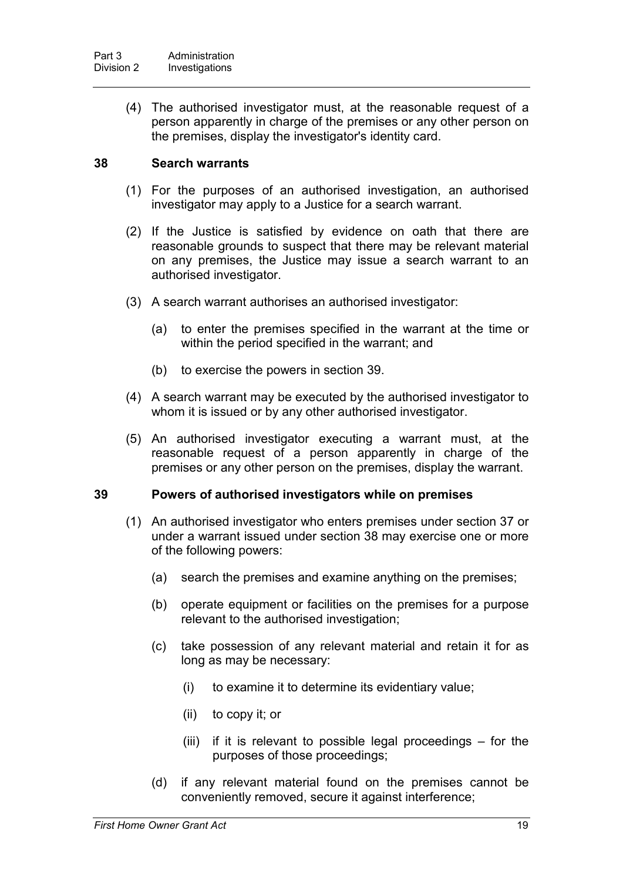(4) The authorised investigator must, at the reasonable request of a person apparently in charge of the premises or any other person on the premises, display the investigator's identity card.

### 38 Search warrants

(1) For the purposes of an authorised investigation, an authorised investigator may apply to a Justice for a search warrant.

(2) If the Justice is satisfied by evidence on oath that there are reasonable grounds to suspect that there may be relevant material on any premises, the Justice may issue a search warrant to an authorised investigator.

(3) A search warrant authorises an authorised investigator:

(a) to enter the premises specified in the warrant at the time or within the period specified in the warrant; and

(b) to exercise the powers in section 39.

(4) A search warrant may be executed by the authorised investigator to whom it is issued or by any other authorised investigator.

(5) An authorised investigator executing a warrant must, at the reasonable request of a person apparently in charge of the premises or any other person on the premises, display the warrant.

### 39 Powers of authorised investigators while on premises

(1) An authorised investigator who enters premises under section 37 or under a warrant issued under section 38 may exercise one or more of the following powers:

(a) search the premises and examine anything on the premises;

(b) operate equipment or facilities on the premises for a purpose relevant to the authorised investigation;

(c) take possession of any relevant material and retain it for as long as may be necessary:

(i) to examine it to determine its evidentiary value;

(ii) to copy it; or

(iii) if it is relevant to possible legal proceedings – for the purposes of those proceedings;

(d) if any relevant material found on the premises cannot be conveniently removed, secure it against interference;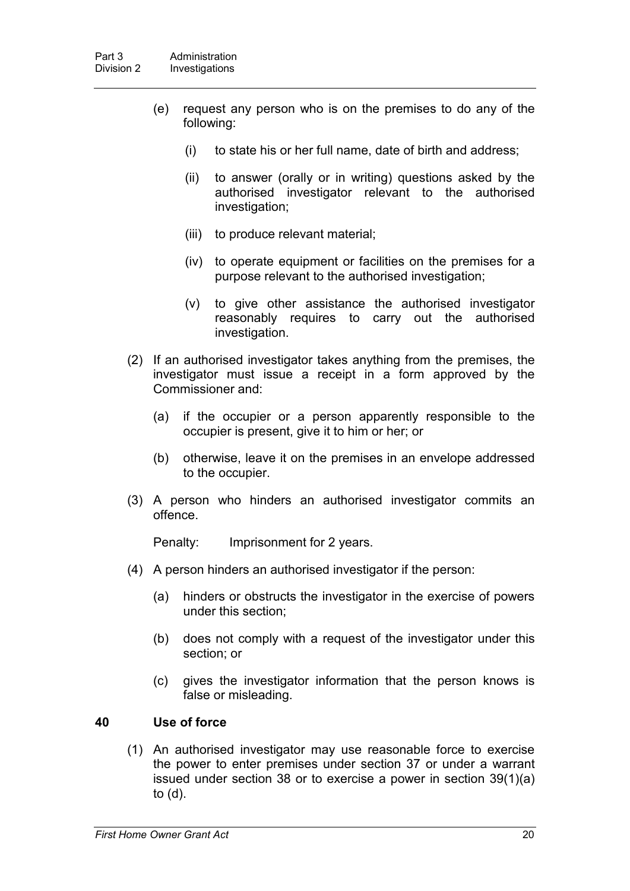(e) request any person who is on the premises to do any of the following:

(i) to state his or her full name, date of birth and address;

(ii) to answer (orally or in writing) questions asked by the authorised investigator relevant to the authorised investigation;

(iii) to produce relevant material;

(iv) to operate equipment or facilities on the premises for a purpose relevant to the authorised investigation;

(v) to give other assistance the authorised investigator reasonably requires to carry out the authorised investigation.

(2) If an authorised investigator takes anything from the premises, the investigator must issue a receipt in a form approved by the Commissioner and:

(a) if the occupier or a person apparently responsible to the occupier is present, give it to him or her; or

(b) otherwise, leave it on the premises in an envelope addressed to the occupier.

(3) A person who hinders an authorised investigator commits an offence.

Penalty: Imprisonment for 2 years.

(4) A person hinders an authorised investigator if the person:

(a) hinders or obstructs the investigator in the exercise of powers under this section;

(b) does not comply with a request of the investigator under this section; or

(c) gives the investigator information that the person knows is false or misleading.

### 40 Use of force

(1) An authorised investigator may use reasonable force to exercise the power to enter premises under section 37 or under a warrant issued under section 38 or to exercise a power in section 39(1)(a) to (d).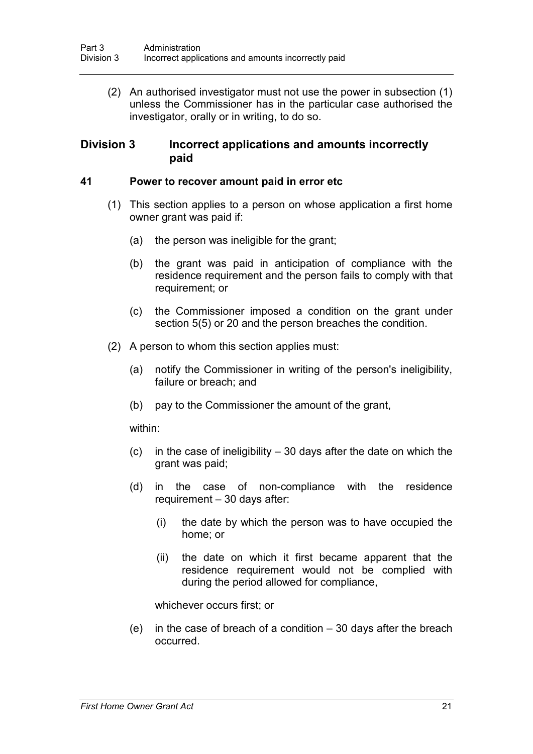(2) An authorised investigator must not use the power in subsection (1) unless the Commissioner has in the particular case authorised the investigator, orally or in writing, to do so.

## Division 3 Incorrect applications and amounts incorrectly paid

### 41 Power to recover amount paid in error etc

(1) This section applies to a person on whose application a first home owner grant was paid if:

(a) the person was ineligible for the grant;

(b) the grant was paid in anticipation of compliance with the residence requirement and the person fails to comply with that requirement; or

(c) the Commissioner imposed a condition on the grant under section 5(5) or 20 and the person breaches the condition.

(2) A person to whom this section applies must:

(a) notify the Commissioner in writing of the person's ineligibility, failure or breach; and

(b) pay to the Commissioner the amount of the grant,

within:

(c) in the case of ineligibility – 30 days after the date on which the grant was paid;

(d) in the case of non-compliance with the residence requirement – 30 days after:

(i) the date by which the person was to have occupied the home; or

(ii) the date on which it first became apparent that the residence requirement would not be complied with during the period allowed for compliance,

whichever occurs first; or

(e) in the case of breach of a condition – 30 days after the breach occurred.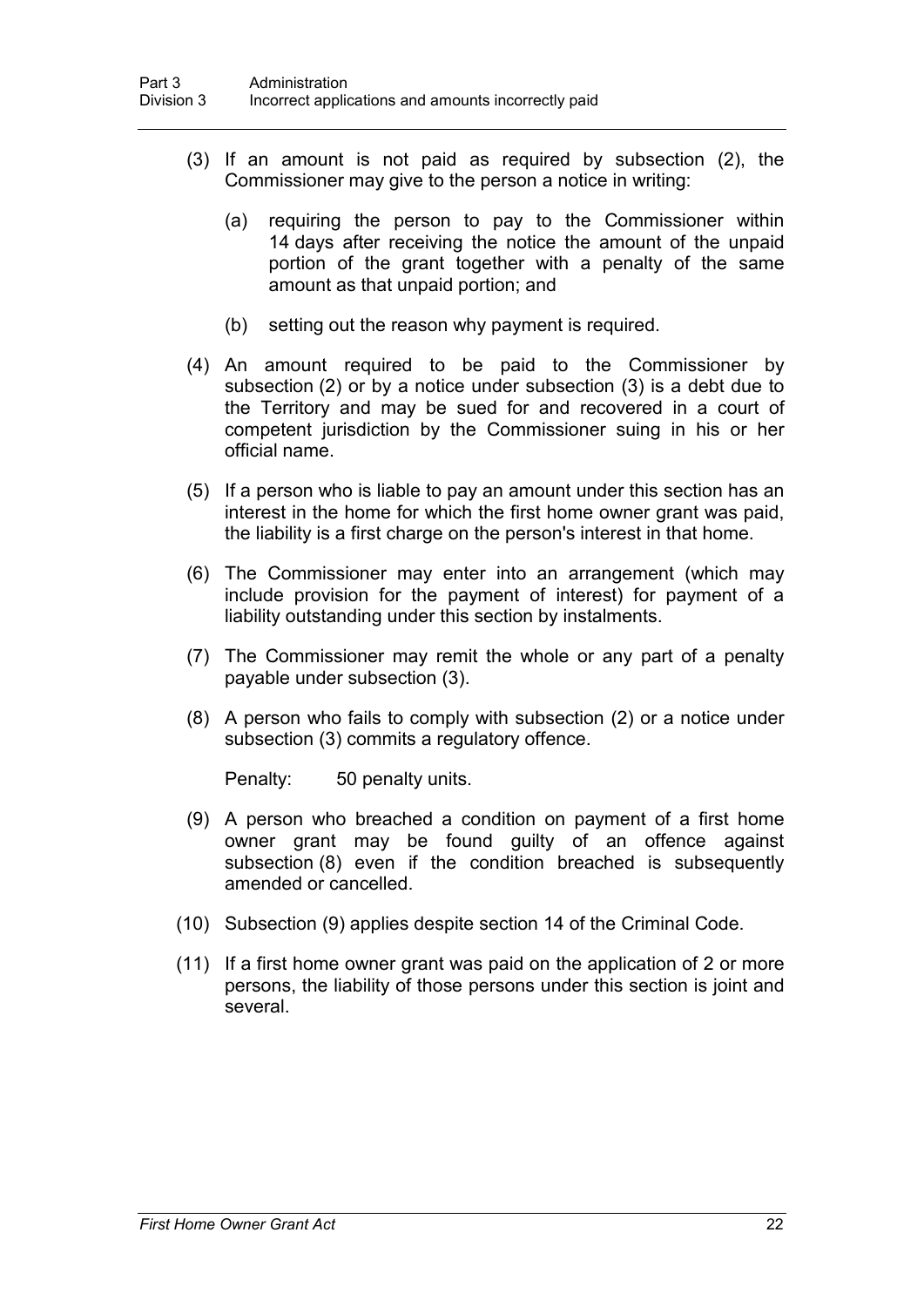(3) If an amount is not paid as required by subsection (2), the Commissioner may give to the person a notice in writing:

(a) requiring the person to pay to the Commissioner within 14 days after receiving the notice the amount of the unpaid portion of the grant together with a penalty of the same amount as that unpaid portion; and

(b) setting out the reason why payment is required.

(4) An amount required to be paid to the Commissioner by subsection (2) or by a notice under subsection (3) is a debt due to the Territory and may be sued for and recovered in a court of competent jurisdiction by the Commissioner suing in his or her official name.

(5) If a person who is liable to pay an amount under this section has an interest in the home for which the first home owner grant was paid, the liability is a first charge on the person's interest in that home.

(6) The Commissioner may enter into an arrangement (which may include provision for the payment of interest) for payment of a liability outstanding under this section by instalments.

(7) The Commissioner may remit the whole or any part of a penalty payable under subsection (3).

(8) A person who fails to comply with subsection (2) or a notice under subsection (3) commits a regulatory offence.

Penalty: 50 penalty units.

(9) A person who breached a condition on payment of a first home owner grant may be found guilty of an offence against subsection (8) even if the condition breached is subsequently amended or cancelled.

(10) Subsection (9) applies despite section 14 of the Criminal Code.

(11) If a first home owner grant was paid on the application of 2 or more persons, the liability of those persons under this section is joint and several.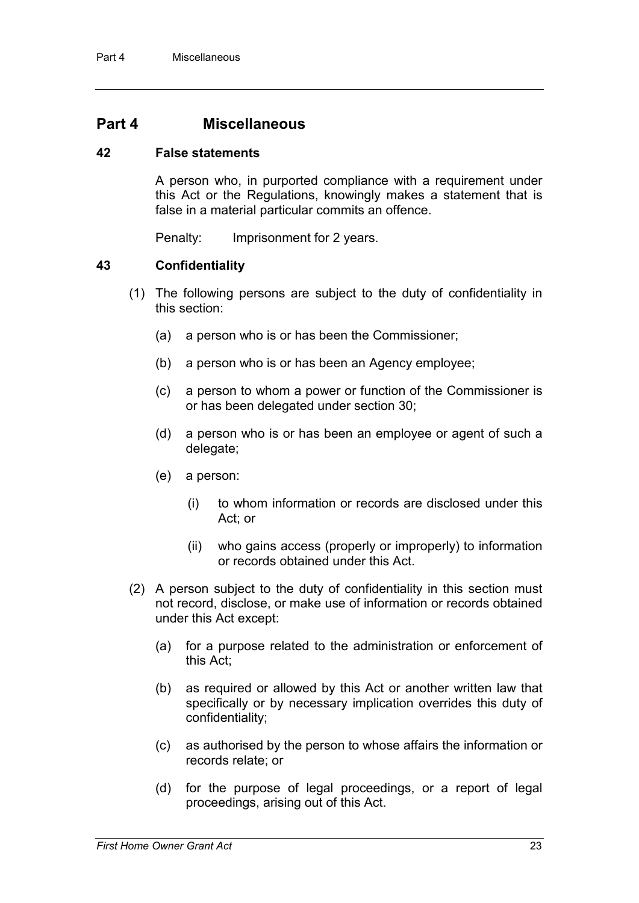# Part 4 Miscellaneous

### 42 False statements

A person who, in purported compliance with a requirement under this Act or the Regulations, knowingly makes a statement that is false in a material particular commits an offence.

Penalty: Imprisonment for 2 years.

### 43 Confidentiality

(1) The following persons are subject to the duty of confidentiality in this section:

- (a) a person who is or has been the Commissioner;
- (b) a person who is or has been an Agency employee;
- (c) a person to whom a power or function of the Commissioner is or has been delegated under section 30;
- (d) a person who is or has been an employee or agent of such a delegate;
- (e) a person:
  - (i) to whom information or records are disclosed under this Act; or
  - (ii) who gains access (properly or improperly) to information or records obtained under this Act.

(2) A person subject to the duty of confidentiality in this section must not record, disclose, or make use of information or records obtained under this Act except:

- (a) for a purpose related to the administration or enforcement of this Act;
- (b) as required or allowed by this Act or another written law that specifically or by necessary implication overrides this duty of confidentiality;
- (c) as authorised by the person to whose affairs the information or records relate; or
- (d) for the purpose of legal proceedings, or a report of legal proceedings, arising out of this Act.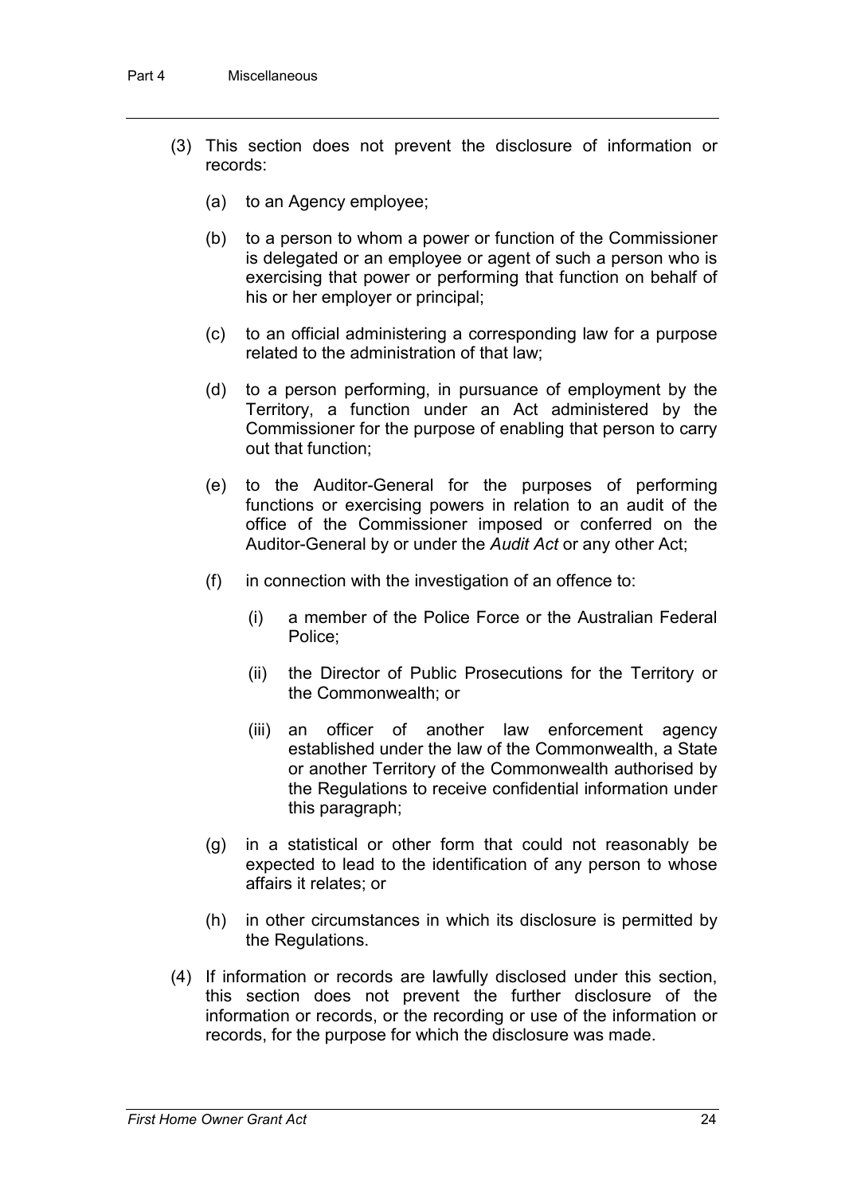(3) This section does not prevent the disclosure of information or records:

(a) to an Agency employee;

(b) to a person to whom a power or function of the Commissioner is delegated or an employee or agent of such a person who is exercising that power or performing that function on behalf of his or her employer or principal;

(c) to an official administering a corresponding law for a purpose related to the administration of that law;

(d) to a person performing, in pursuance of employment by the Territory, a function under an Act administered by the Commissioner for the purpose of enabling that person to carry out that function;

(e) to the Auditor-General for the purposes of performing functions or exercising powers in relation to an audit of the office of the Commissioner imposed or conferred on the Auditor-General by or under the *Audit Act* or any other Act;

(f) in connection with the investigation of an offence to:

(i) a member of the Police Force or the Australian Federal Police;

(ii) the Director of Public Prosecutions for the Territory or the Commonwealth; or

(iii) an officer of another law enforcement agency established under the law of the Commonwealth, a State or another Territory of the Commonwealth authorised by the Regulations to receive confidential information under this paragraph;

(g) in a statistical or other form that could not reasonably be expected to lead to the identification of any person to whose affairs it relates; or

(h) in other circumstances in which its disclosure is permitted by the Regulations.

(4) If information or records are lawfully disclosed under this section, this section does not prevent the further disclosure of the information or records, or the recording or use of the information or records, for the purpose for which the disclosure was made.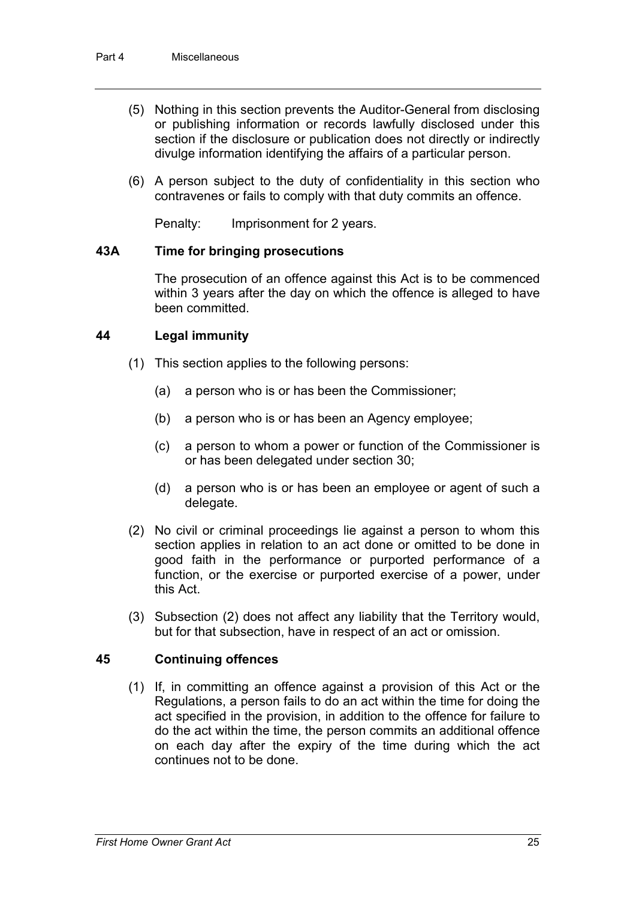(5) Nothing in this section prevents the Auditor-General from disclosing or publishing information or records lawfully disclosed under this section if the disclosure or publication does not directly or indirectly divulge information identifying the affairs of a particular person.

(6) A person subject to the duty of confidentiality in this section who contravenes or fails to comply with that duty commits an offence.

Penalty: Imprisonment for 2 years.

### 43A Time for bringing prosecutions

The prosecution of an offence against this Act is to be commenced within 3 years after the day on which the offence is alleged to have been committed.

### 44 Legal immunity

(1) This section applies to the following persons:

(a) a person who is or has been the Commissioner;

(b) a person who is or has been an Agency employee;

(c) a person to whom a power or function of the Commissioner is or has been delegated under section 30;

(d) a person who is or has been an employee or agent of such a delegate.

(2) No civil or criminal proceedings lie against a person to whom this section applies in relation to an act done or omitted to be done in good faith in the performance or purported performance of a function, or the exercise or purported exercise of a power, under this Act.

(3) Subsection (2) does not affect any liability that the Territory would, but for that subsection, have in respect of an act or omission.

### 45 Continuing offences

(1) If, in committing an offence against a provision of this Act or the Regulations, a person fails to do an act within the time for doing the act specified in the provision, in addition to the offence for failure to do the act within the time, the person commits an additional offence on each day after the expiry of the time during which the act continues not to be done.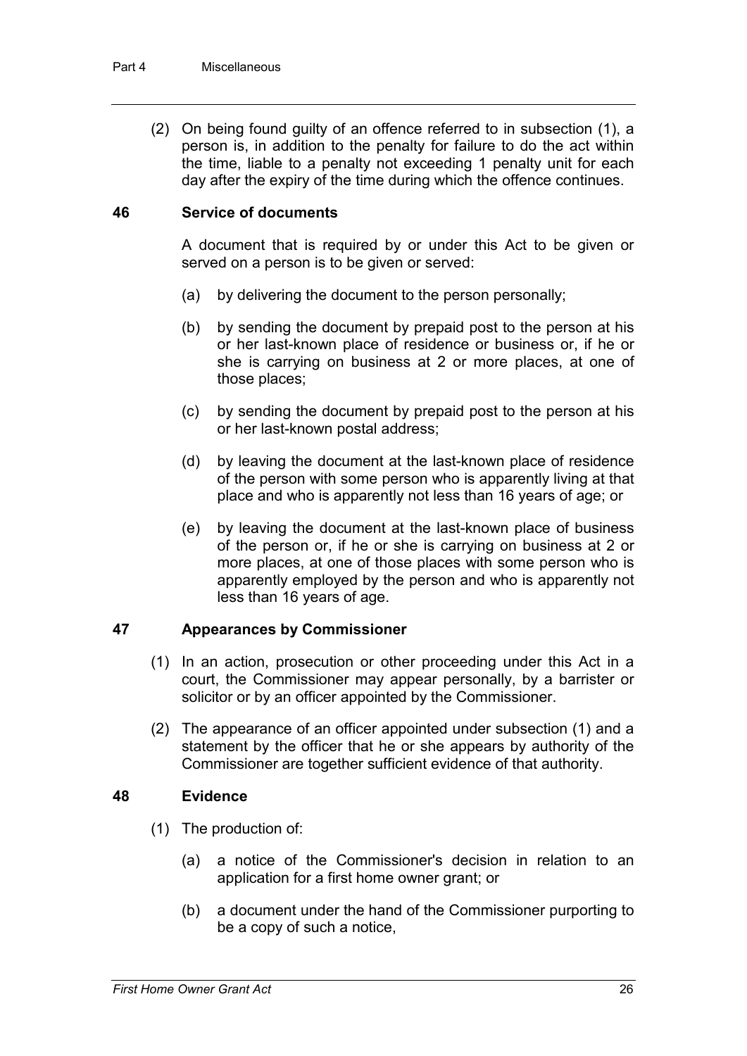(2) On being found guilty of an offence referred to in subsection (1), a person is, in addition to the penalty for failure to do the act within the time, liable to a penalty not exceeding 1 penalty unit for each day after the expiry of the time during which the offence continues.

### 46 Service of documents

A document that is required by or under this Act to be given or served on a person is to be given or served:

(a) by delivering the document to the person personally;

(b) by sending the document by prepaid post to the person at his or her last-known place of residence or business or, if he or she is carrying on business at 2 or more places, at one of those places;

(c) by sending the document by prepaid post to the person at his or her last-known postal address;

(d) by leaving the document at the last-known place of residence of the person with some person who is apparently living at that place and who is apparently not less than 16 years of age; or

(e) by leaving the document at the last-known place of business of the person or, if he or she is carrying on business at 2 or more places, at one of those places with some person who is apparently employed by the person and who is apparently not less than 16 years of age.

### 47 Appearances by Commissioner

(1) In an action, prosecution or other proceeding under this Act in a court, the Commissioner may appear personally, by a barrister or solicitor or by an officer appointed by the Commissioner.

(2) The appearance of an officer appointed under subsection (1) and a statement by the officer that he or she appears by authority of the Commissioner are together sufficient evidence of that authority.

### 48 Evidence

(1) The production of:

(a) a notice of the Commissioner's decision in relation to an application for a first home owner grant; or

(b) a document under the hand of the Commissioner purporting to be a copy of such a notice,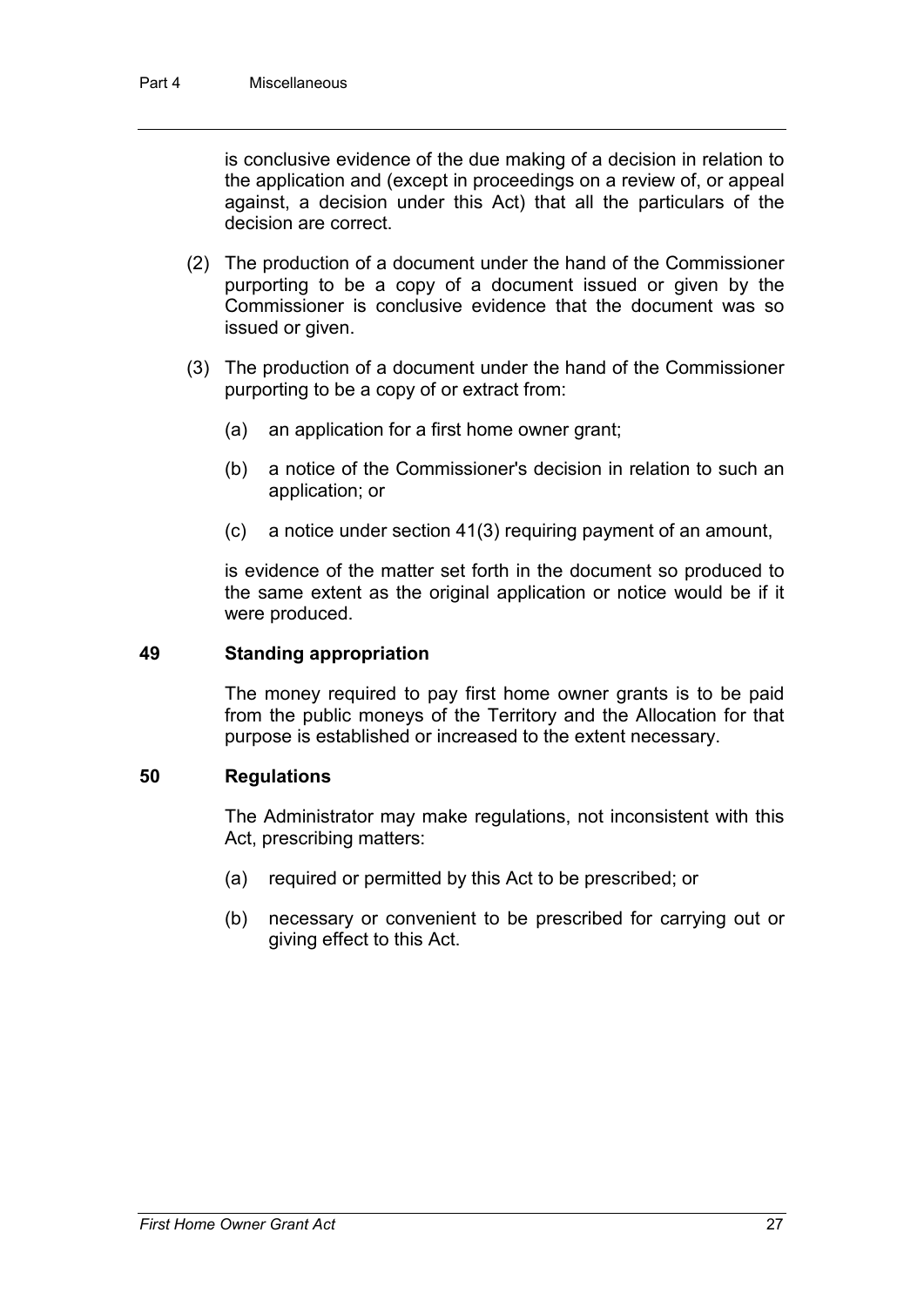is conclusive evidence of the due making of a decision in relation to the application and (except in proceedings on a review of, or appeal against, a decision under this Act) that all the particulars of the decision are correct.

(2) The production of a document under the hand of the Commissioner purporting to be a copy of a document issued or given by the Commissioner is conclusive evidence that the document was so issued or given.

(3) The production of a document under the hand of the Commissioner purporting to be a copy of or extract from:

(a) an application for a first home owner grant;

(b) a notice of the Commissioner's decision in relation to such an application; or

(c) a notice under section 41(3) requiring payment of an amount,

is evidence of the matter set forth in the document so produced to the same extent as the original application or notice would be if it were produced.

### 49 Standing appropriation

The money required to pay first home owner grants is to be paid from the public moneys of the Territory and the Allocation for that purpose is established or increased to the extent necessary.

### 50 Regulations

The Administrator may make regulations, not inconsistent with this Act, prescribing matters:

(a) required or permitted by this Act to be prescribed; or

(b) necessary or convenient to be prescribed for carrying out or giving effect to this Act.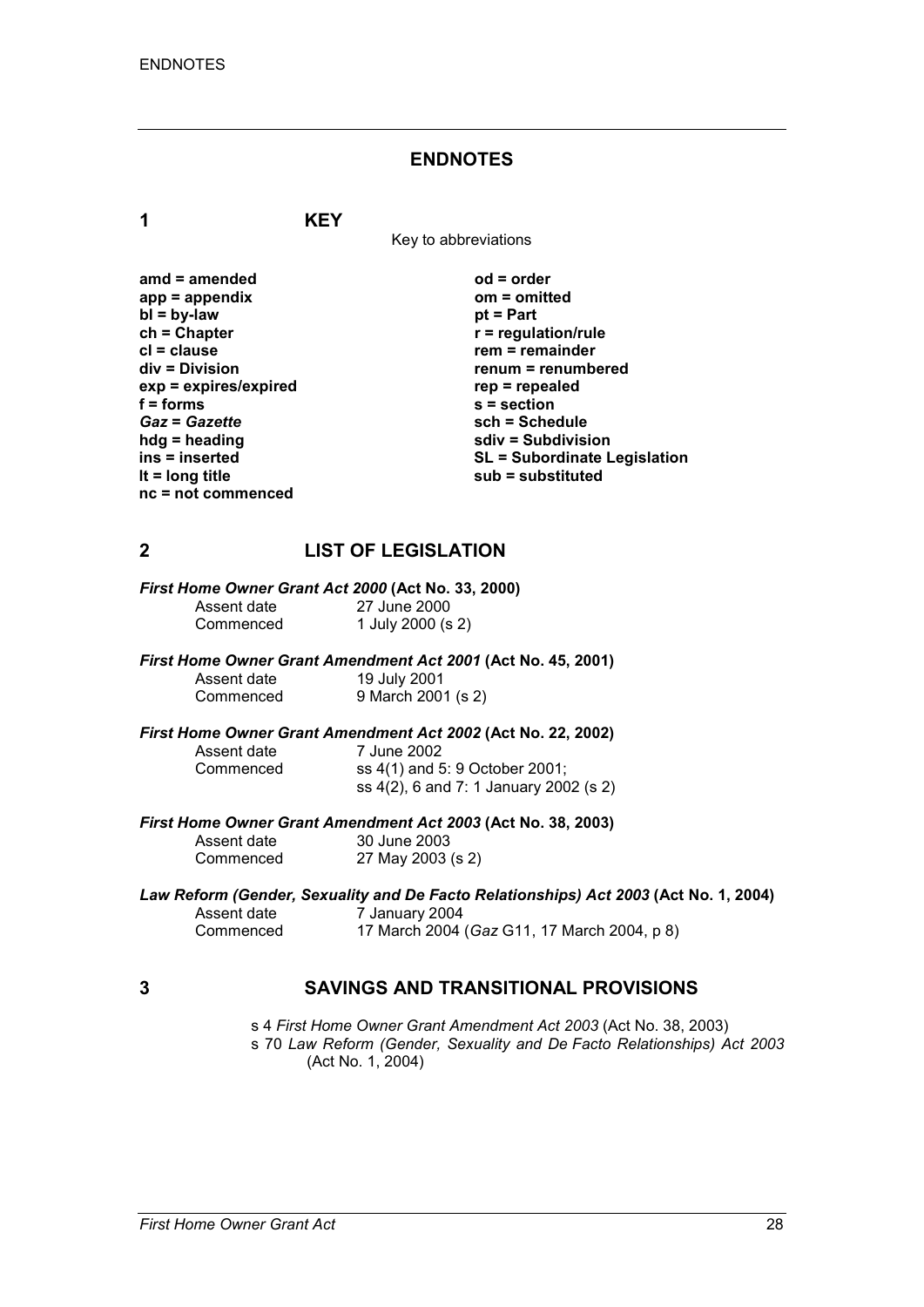# ENDNOTES

## 1 KEY

Key to abbreviations

| | |
|---|---|
| **amd = amended** | **od = order** |
| **app = appendix** | **om = omitted** |
| **bl = by-law** | **pt = Part** |
| **ch = Chapter** | **r = regulation/rule** |
| **cl = clause** | **rem = remainder** |
| **div = Division** | **renum = renumbered** |
| **exp = expires/expired** | **rep = repealed** |
| **f = forms** | **s = section** |
| ***Gaz* = *Gazette*** | **sch = Schedule** |
| **hdg = heading** | **sdiv = Subdivision** |
| **ins = inserted** | **SL = Subordinate Legislation** |
| **lt = long title** | **sub = substituted** |
| **nc = not commenced** | |

## 2 LIST OF LEGISLATION

***First Home Owner Grant Act 2000* (Act No. 33, 2000)**

Assent date 27 June 2000
Commenced 1 July 2000 (s 2)

***First Home Owner Grant Amendment Act 2001* (Act No. 45, 2001)**

Assent date 19 July 2001
Commenced 9 March 2001 (s 2)

***First Home Owner Grant Amendment Act 2002* (Act No. 22, 2002)**

Assent date 7 June 2002
Commenced ss 4(1) and 5: 9 October 2001;
ss 4(2), 6 and 7: 1 January 2002 (s 2)

***First Home Owner Grant Amendment Act 2003* (Act No. 38, 2003)**

Assent date 30 June 2003
Commenced 27 May 2003 (s 2)

***Law Reform (Gender, Sexuality and De Facto Relationships) Act 2003* (Act No. 1, 2004)**

Assent date 7 January 2004
Commenced 17 March 2004 (*Gaz* G11, 17 March 2004, p 8)

## 3 SAVINGS AND TRANSITIONAL PROVISIONS

s 4 *First Home Owner Grant Amendment Act 2003* (Act No. 38, 2003)
s 70 *Law Reform (Gender, Sexuality and De Facto Relationships) Act 2003* (Act No. 1, 2004)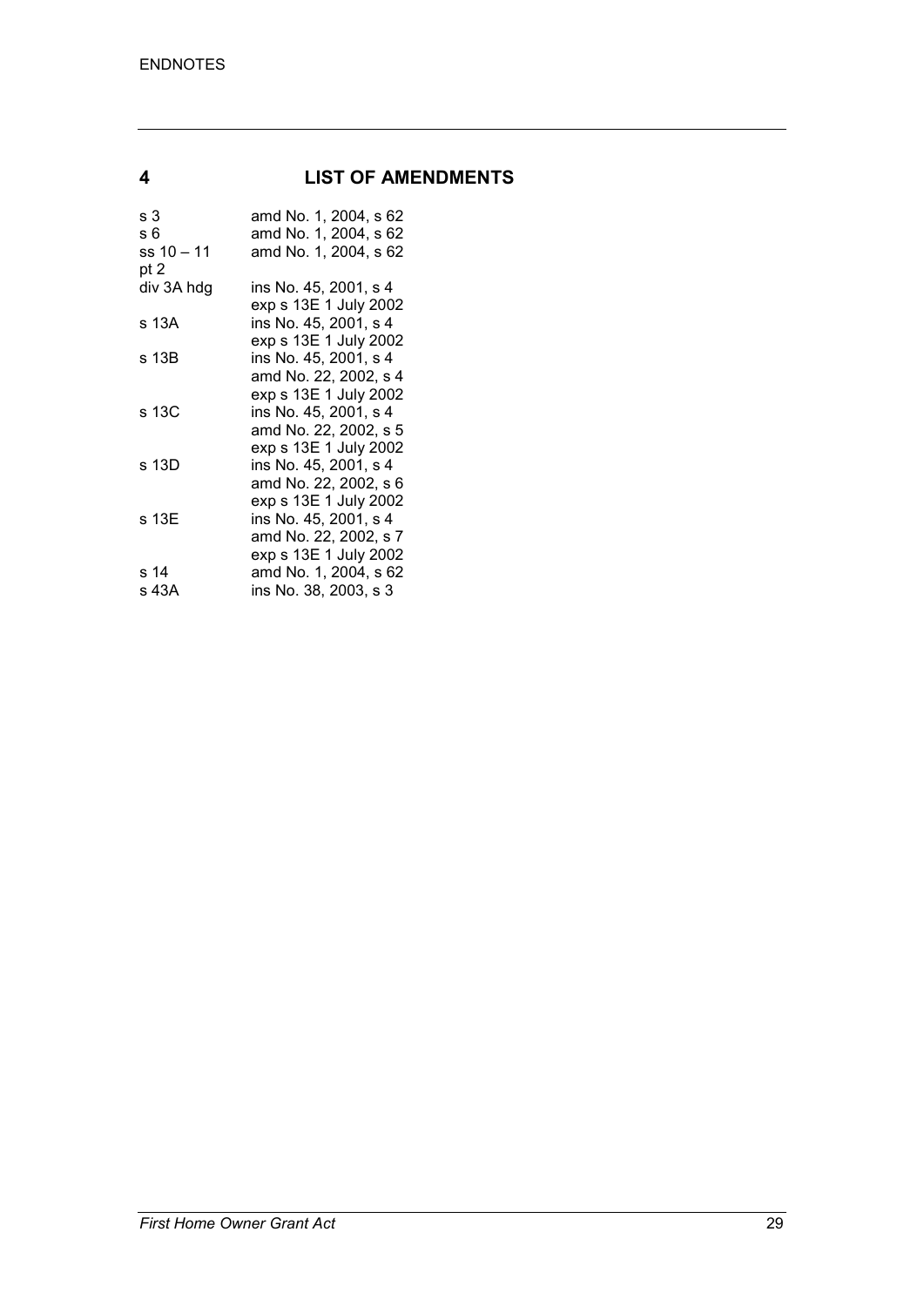## 4 LIST OF AMENDMENTS

| | |
|---|---|
| s 3 | amd No. 1, 2004, s 62 |
| s 6 | amd No. 1, 2004, s 62 |
| ss 10 – 11 | amd No. 1, 2004, s 62 |
| pt 2 | |
| div 3A hdg | ins No. 45, 2001, s 4 |
| | exp s 13E 1 July 2002 |
| s 13A | ins No. 45, 2001, s 4 |
| | exp s 13E 1 July 2002 |
| s 13B | ins No. 45, 2001, s 4 |
| | amd No. 22, 2002, s 4 |
| | exp s 13E 1 July 2002 |
| s 13C | ins No. 45, 2001, s 4 |
| | amd No. 22, 2002, s 5 |
| | exp s 13E 1 July 2002 |
| s 13D | ins No. 45, 2001, s 4 |
| | amd No. 22, 2002, s 6 |
| | exp s 13E 1 July 2002 |
| s 13E | ins No. 45, 2001, s 4 |
| | amd No. 22, 2002, s 7 |
| | exp s 13E 1 July 2002 |
| s 14 | amd No. 1, 2004, s 62 |
| s 43A | ins No. 38, 2003, s 3 |